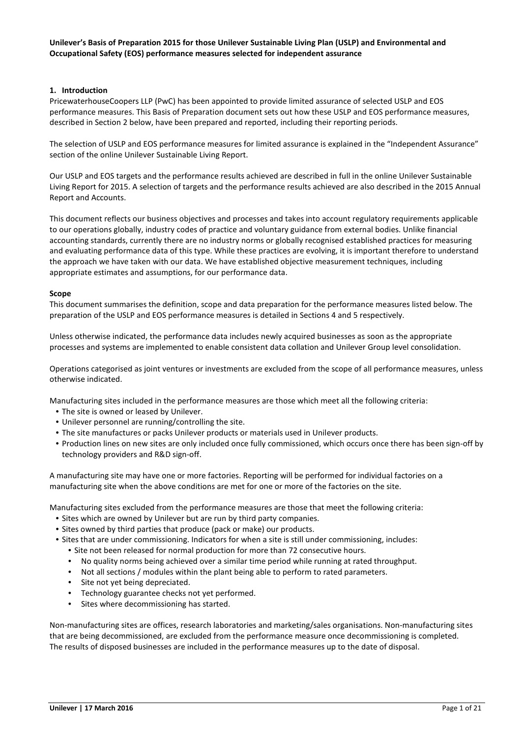**Unilever's Basis of Preparation 2015 for those Unilever Sustainable Living Plan (USLP) and Environmental and Occupational Safety (EOS) performance measures selected for independent assurance**

## 1. Introduction

PricewaterhouseCoopers LLP (PwC) has been appointed to provide limited assurance of selected USLP and EOS performance measures. This Basis of Preparation document sets out how these USLP and EOS performance measures, described in Section 2 below, have been prepared and reported, including their reporting periods.

The selection of USLP and EOS performance measures for limited assurance is explained in the "Independent Assurance" section of the online Unilever Sustainable Living Report.

Our USLP and EOS targets and the performance results achieved are described in full in the online Unilever Sustainable Living Report for 2015. A selection of targets and the performance results achieved are also described in the 2015 Annual Report and Accounts.

This document reflects our business objectives and processes and takes into account regulatory requirements applicable to our operations globally, industry codes of practice and voluntary guidance from external bodies. Unlike financial accounting standards, currently there are no industry norms or globally recognised established practices for measuring and evaluating performance data of this type. While these practices are evolving, it is important therefore to understand the approach we have taken with our data. We have established objective measurement techniques, including appropriate estimates and assumptions, for our performance data.

### Scope

This document summarises the definition, scope and data preparation for the performance measures listed below. The preparation of the USLP and EOS performance measures is detailed in Sections 4 and 5 respectively.

Unless otherwise indicated, the performance data includes newly acquired businesses as soon as the appropriate processes and systems are implemented to enable consistent data collation and Unilever Group level consolidation.

Operations categorised as joint ventures or investments are excluded from the scope of all performance measures, unless otherwise indicated.

Manufacturing sites included in the performance measures are those which meet all the following criteria:

- The site is owned or leased by Unilever.
- Unilever personnel are running/controlling the site.
- The site manufactures or packs Unilever products or materials used in Unilever products.
- Production lines on new sites are only included once fully commissioned, which occurs once there has been sign-off by technology providers and R&D sign-off.

A manufacturing site may have one or more factories. Reporting will be performed for individual factories on a manufacturing site when the above conditions are met for one or more of the factories on the site.

Manufacturing sites excluded from the performance measures are those that meet the following criteria:

- Sites which are owned by Unilever but are run by third party companies.
- Sites owned by third parties that produce (pack or make) our products.
- Sites that are under commissioning. Indicators for when a site is still under commissioning, includes:
  - Site not been released for normal production for more than 72 consecutive hours.
  - No quality norms being achieved over a similar time period while running at rated throughput.
  - Not all sections / modules within the plant being able to perform to rated parameters.
  - Site not yet being depreciated.
  - Technology guarantee checks not yet performed.
  - Sites where decommissioning has started.

Non-manufacturing sites are offices, research laboratories and marketing/sales organisations. Non-manufacturing sites that are being decommissioned, are excluded from the performance measure once decommissioning is completed. The results of disposed businesses are included in the performance measures up to the date of disposal.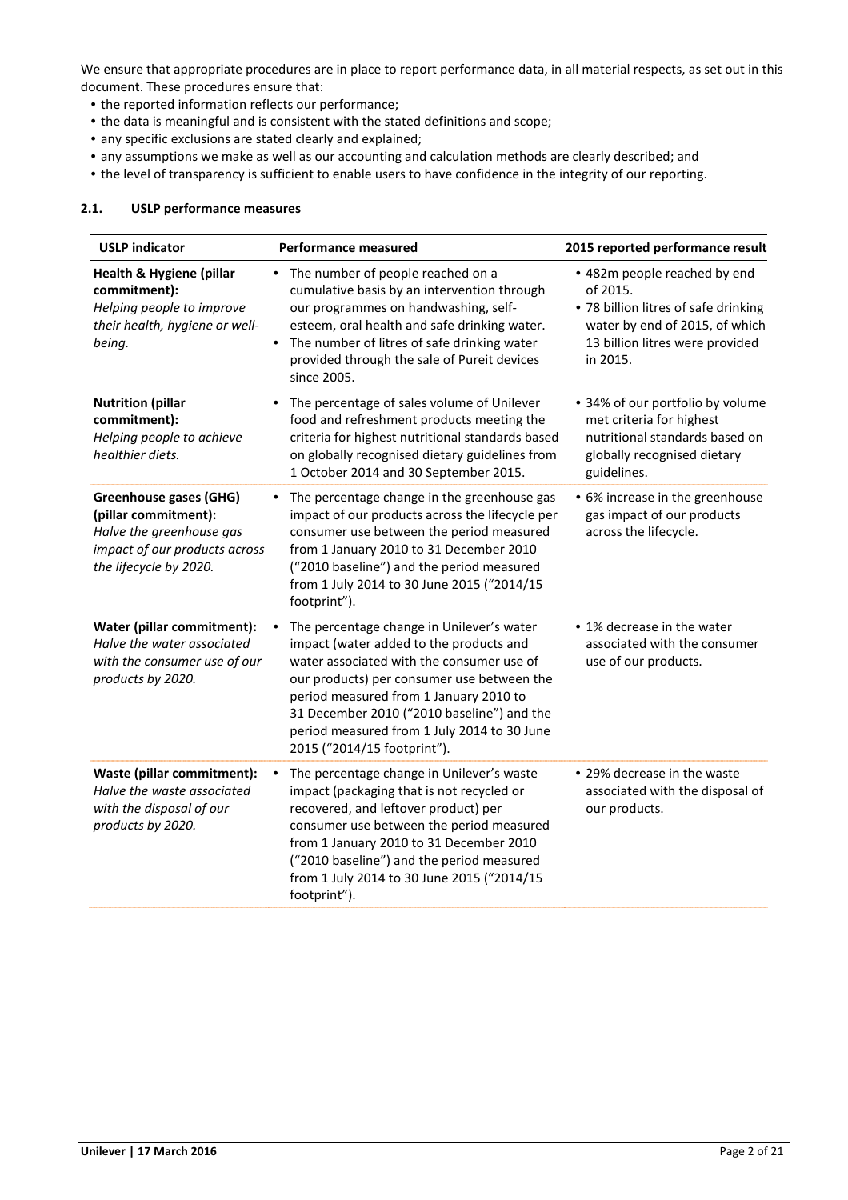We ensure that appropriate procedures are in place to report performance data, in all material respects, as set out in this document. These procedures ensure that:

- the reported information reflects our performance;
- the data is meaningful and is consistent with the stated definitions and scope;
- any specific exclusions are stated clearly and explained;
- any assumptions we make as well as our accounting and calculation methods are clearly described; and
- the level of transparency is sufficient to enable users to have confidence in the integrity of our reporting.

### 2.1. USLP performance measures

| USLP indicator | Performance measured | 2015 reported performance result |
|---|---|---|
| **Health & Hygiene (pillar commitment):** *Helping people to improve their health, hygiene or well-being.* | • The number of people reached on a cumulative basis by an intervention through our programmes on handwashing, self-esteem, oral health and safe drinking water. • The number of litres of safe drinking water provided through the sale of Pureit devices since 2005. | • 482m people reached by end of 2015. • 78 billion litres of safe drinking water by end of 2015, of which 13 billion litres were provided in 2015. |
| **Nutrition (pillar commitment):** *Helping people to achieve healthier diets.* | • The percentage of sales volume of Unilever food and refreshment products meeting the criteria for highest nutritional standards based on globally recognised dietary guidelines from 1 October 2014 and 30 September 2015. | • 34% of our portfolio by volume met criteria for highest nutritional standards based on globally recognised dietary guidelines. |
| **Greenhouse gases (GHG) (pillar commitment):** *Halve the greenhouse gas impact of our products across the lifecycle by 2020.* | • The percentage change in the greenhouse gas impact of our products across the lifecycle per consumer use between the period measured from 1 January 2010 to 31 December 2010 ("2010 baseline") and the period measured from 1 July 2014 to 30 June 2015 ("2014/15 footprint"). | • 6% increase in the greenhouse gas impact of our products across the lifecycle. |
| **Water (pillar commitment):** *Halve the water associated with the consumer use of our products by 2020.* | • The percentage change in Unilever's water impact (water added to the products and water associated with the consumer use of our products) per consumer use between the period measured from 1 January 2010 to 31 December 2010 ("2010 baseline") and the period measured from 1 July 2014 to 30 June 2015 ("2014/15 footprint"). | • 1% decrease in the water associated with the consumer use of our products. |
| **Waste (pillar commitment):** *Halve the waste associated with the disposal of our products by 2020.* | • The percentage change in Unilever's waste impact (packaging that is not recycled or recovered, and leftover product) per consumer use between the period measured from 1 January 2010 to 31 December 2010 ("2010 baseline") and the period measured from 1 July 2014 to 30 June 2015 ("2014/15 footprint"). | • 29% decrease in the waste associated with the disposal of our products. |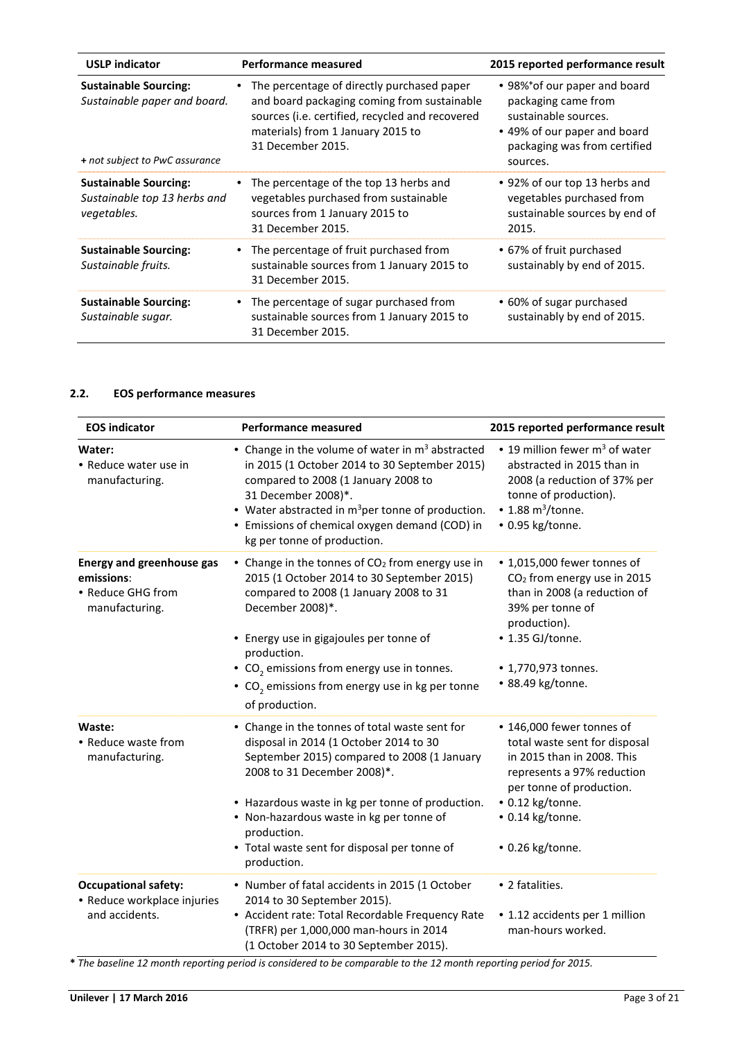| USLP indicator | Performance measured | 2015 reported performance result |
|---|---|---|
| **Sustainable Sourcing:** *Sustainable paper and board.* <br><br> **+** *not subject to PwC assurance* | • The percentage of directly purchased paper and board packaging coming from sustainable sources (i.e. certified, recycled and recovered materials) from 1 January 2015 to 31 December 2015. | • 98%+ of our paper and board packaging came from sustainable sources. <br> • 49% of our paper and board packaging was from certified sources. |
| **Sustainable Sourcing:** *Sustainable top 13 herbs and vegetables.* | • The percentage of the top 13 herbs and vegetables purchased from sustainable sources from 1 January 2015 to 31 December 2015. | • 92% of our top 13 herbs and vegetables purchased from sustainable sources by end of 2015. |
| **Sustainable Sourcing:** *Sustainable fruits.* | • The percentage of fruit purchased from sustainable sources from 1 January 2015 to 31 December 2015. | • 67% of fruit purchased sustainably by end of 2015. |
| **Sustainable Sourcing:** *Sustainable sugar.* | • The percentage of sugar purchased from sustainable sources from 1 January 2015 to 31 December 2015. | • 60% of sugar purchased sustainably by end of 2015. |

## 2.2. EOS performance measures

| EOS indicator | Performance measured | 2015 reported performance result |
|---|---|---|
| **Water:** <br> • Reduce water use in manufacturing. | • Change in the volume of water in $m^3$ abstracted in 2015 (1 October 2014 to 30 September 2015) compared to 2008 (1 January 2008 to 31 December 2008)*. <br> • Water abstracted in $m^3$per tonne of production. <br> • Emissions of chemical oxygen demand (COD) in kg per tonne of production. | • 19 million fewer $m^3$ of water abstracted in 2015 than in 2008 (a reduction of 37% per tonne of production). <br> • 1.88 $m^3$/tonne. <br> • 0.95 kg/tonne. |
| **Energy and greenhouse gas emissions**: <br> • Reduce GHG from manufacturing. | • Change in the tonnes of $CO_2$ from energy use in 2015 (1 October 2014 to 30 September 2015) compared to 2008 (1 January 2008 to 31 December 2008)*. <br> • Energy use in gigajoules per tonne of production. <br> • $CO_2$ emissions from energy use in tonnes. <br> • $CO_2$ emissions from energy use in kg per tonne of production. | • 1,015,000 fewer tonnes of $CO_2$ from energy use in 2015 than in 2008 (a reduction of 39% per tonne of production). <br> • 1.35 GJ/tonne. <br> • 1,770,973 tonnes. <br> • 88.49 kg/tonne. |
| **Waste:** <br> • Reduce waste from manufacturing. | • Change in the tonnes of total waste sent for disposal in 2014 (1 October 2014 to 30 September 2015) compared to 2008 (1 January 2008 to 31 December 2008)*. <br> • Hazardous waste in kg per tonne of production. <br> • Non-hazardous waste in kg per tonne of production. <br> • Total waste sent for disposal per tonne of production. | • 146,000 fewer tonnes of total waste sent for disposal in 2015 than in 2008. This represents a 97% reduction per tonne of production. <br> • 0.12 kg/tonne. <br> • 0.14 kg/tonne. <br> • 0.26 kg/tonne. |
| **Occupational safety:** <br> • Reduce workplace injuries and accidents. | • Number of fatal accidents in 2015 (1 October 2014 to 30 September 2015). <br> • Accident rate: Total Recordable Frequency Rate (TRFR) per 1,000,000 man-hours in 2014 (1 October 2014 to 30 September 2015). | • 2 fatalities. <br> • 1.12 accidents per 1 million man-hours worked. |

***** *The baseline 12 month reporting period is considered to be comparable to the 12 month reporting period for 2015.*

**Unilever | 17 March 2016**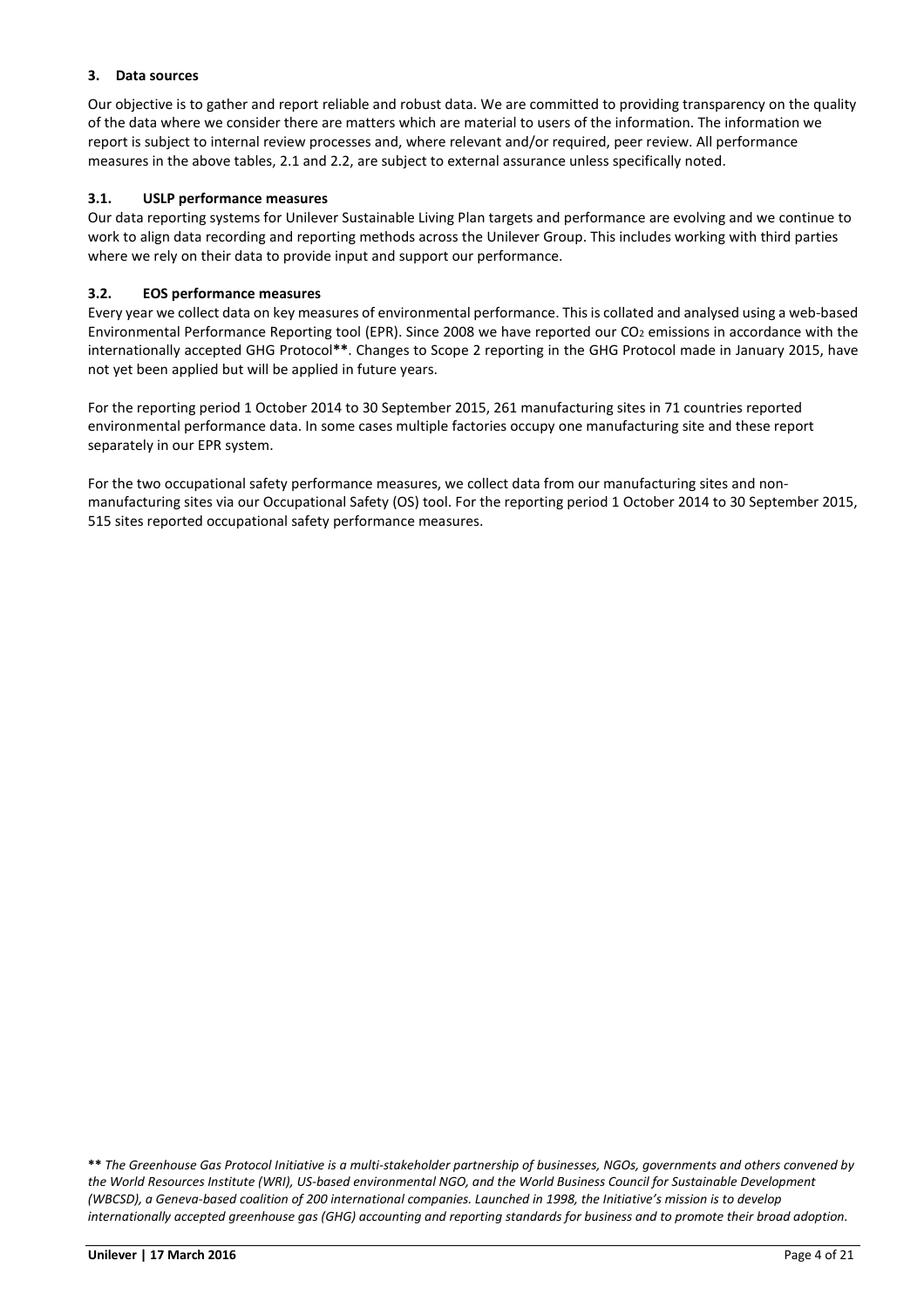### 3. Data sources

Our objective is to gather and report reliable and robust data. We are committed to providing transparency on the quality of the data where we consider there are matters which are material to users of the information. The information we report is subject to internal review processes and, where relevant and/or required, peer review. All performance measures in the above tables, 2.1 and 2.2, are subject to external assurance unless specifically noted.

#### 3.1. USLP performance measures

Our data reporting systems for Unilever Sustainable Living Plan targets and performance are evolving and we continue to work to align data recording and reporting methods across the Unilever Group. This includes working with third parties where we rely on their data to provide input and support our performance.

#### 3.2. EOS performance measures

Every year we collect data on key measures of environmental performance. This is collated and analysed using a web-based Environmental Performance Reporting tool (EPR). Since 2008 we have reported our $CO_2$ emissions in accordance with the internationally accepted GHG Protocol**. Changes to Scope 2 reporting in the GHG Protocol made in January 2015, have not yet been applied but will be applied in future years.

For the reporting period 1 October 2014 to 30 September 2015, 261 manufacturing sites in 71 countries reported environmental performance data. In some cases multiple factories occupy one manufacturing site and these report separately in our EPR system.

For the two occupational safety performance measures, we collect data from our manufacturing sites and non-manufacturing sites via our Occupational Safety (OS) tool. For the reporting period 1 October 2014 to 30 September 2015, 515 sites reported occupational safety performance measures.

** *The Greenhouse Gas Protocol Initiative is a multi-stakeholder partnership of businesses, NGOs, governments and others convened by the World Resources Institute (WRI), US-based environmental NGO, and the World Business Council for Sustainable Development (WBCSD), a Geneva-based coalition of 200 international companies. Launched in 1998, the Initiative's mission is to develop internationally accepted greenhouse gas (GHG) accounting and reporting standards for business and to promote their broad adoption.*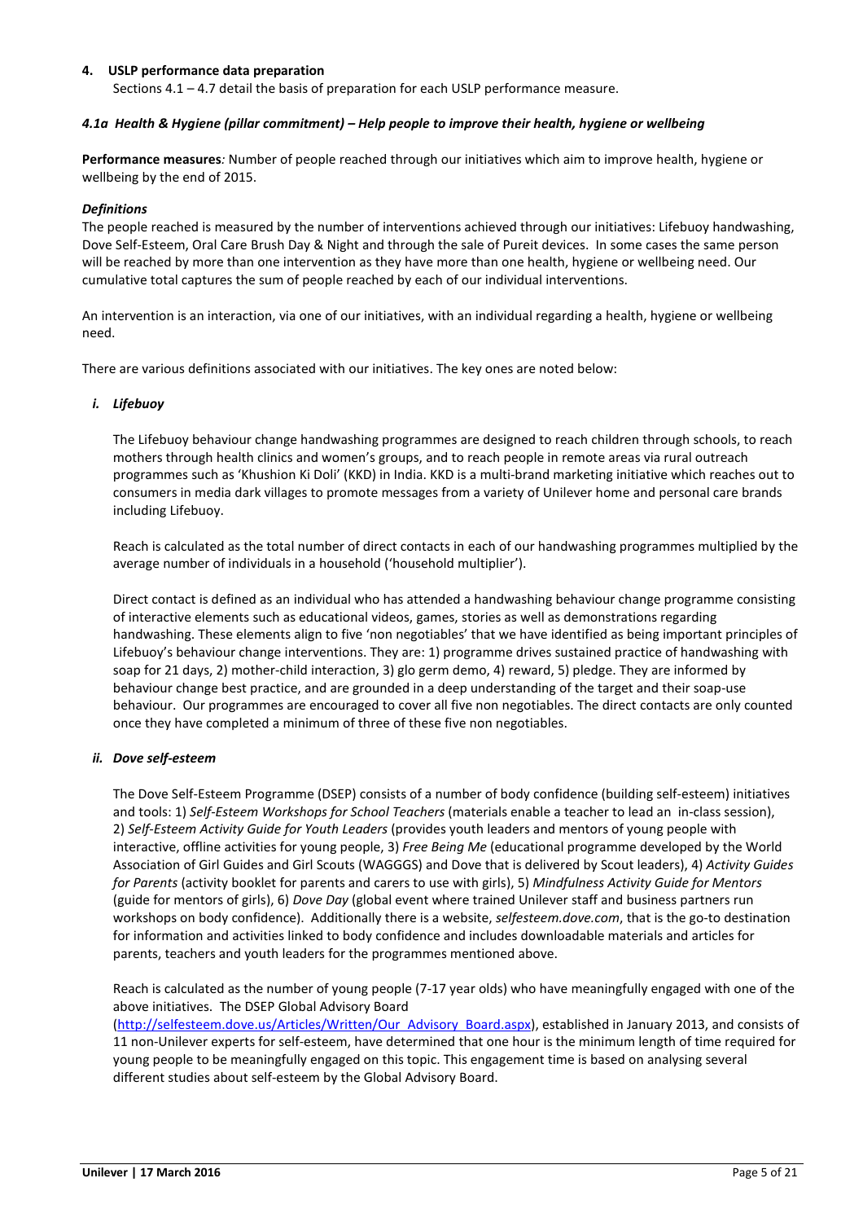## 4. USLP performance data preparation

Sections 4.1 – 4.7 detail the basis of preparation for each USLP performance measure.

### *4.1a Health & Hygiene (pillar commitment) – Help people to improve their health, hygiene or wellbeing*

**Performance measures***:* Number of people reached through our initiatives which aim to improve health, hygiene or wellbeing by the end of 2015.

***Definitions***

The people reached is measured by the number of interventions achieved through our initiatives: Lifebuoy handwashing, Dove Self-Esteem, Oral Care Brush Day & Night and through the sale of Pureit devices. In some cases the same person will be reached by more than one intervention as they have more than one health, hygiene or wellbeing need. Our cumulative total captures the sum of people reached by each of our individual interventions.

An intervention is an interaction, via one of our initiatives, with an individual regarding a health, hygiene or wellbeing need.

There are various definitions associated with our initiatives. The key ones are noted below:

***i. Lifebuoy***

The Lifebuoy behaviour change handwashing programmes are designed to reach children through schools, to reach mothers through health clinics and women's groups, and to reach people in remote areas via rural outreach programmes such as 'Khushion Ki Doli' (KKD) in India. KKD is a multi-brand marketing initiative which reaches out to consumers in media dark villages to promote messages from a variety of Unilever home and personal care brands including Lifebuoy.

Reach is calculated as the total number of direct contacts in each of our handwashing programmes multiplied by the average number of individuals in a household ('household multiplier').

Direct contact is defined as an individual who has attended a handwashing behaviour change programme consisting of interactive elements such as educational videos, games, stories as well as demonstrations regarding handwashing. These elements align to five 'non negotiables' that we have identified as being important principles of Lifebuoy's behaviour change interventions. They are: 1) programme drives sustained practice of handwashing with soap for 21 days, 2) mother-child interaction, 3) glo germ demo, 4) reward, 5) pledge. They are informed by behaviour change best practice, and are grounded in a deep understanding of the target and their soap-use behaviour. Our programmes are encouraged to cover all five non negotiables. The direct contacts are only counted once they have completed a minimum of three of these five non negotiables.

***ii. Dove self-esteem***

The Dove Self-Esteem Programme (DSEP) consists of a number of body confidence (building self-esteem) initiatives and tools: 1) *Self-Esteem Workshops for School Teachers* (materials enable a teacher to lead an in-class session), 2) *Self-Esteem Activity Guide for Youth Leaders* (provides youth leaders and mentors of young people with interactive, offline activities for young people, 3) *Free Being Me* (educational programme developed by the World Association of Girl Guides and Girl Scouts (WAGGGS) and Dove that is delivered by Scout leaders), 4) *Activity Guides for Parents* (activity booklet for parents and carers to use with girls), 5) *Mindfulness Activity Guide for Mentors* (guide for mentors of girls), 6) *Dove Day* (global event where trained Unilever staff and business partners run workshops on body confidence). Additionally there is a website, *selfesteem.dove.com*, that is the go-to destination for information and activities linked to body confidence and includes downloadable materials and articles for parents, teachers and youth leaders for the programmes mentioned above.

Reach is calculated as the number of young people (7-17 year olds) who have meaningfully engaged with one of the above initiatives. The DSEP Global Advisory Board (http://selfesteem.dove.us/Articles/Written/Our_Advisory_Board.aspx), established in January 2013, and consists of 11 non-Unilever experts for self-esteem, have determined that one hour is the minimum length of time required for young people to be meaningfully engaged on this topic. This engagement time is based on analysing several different studies about self-esteem by the Global Advisory Board.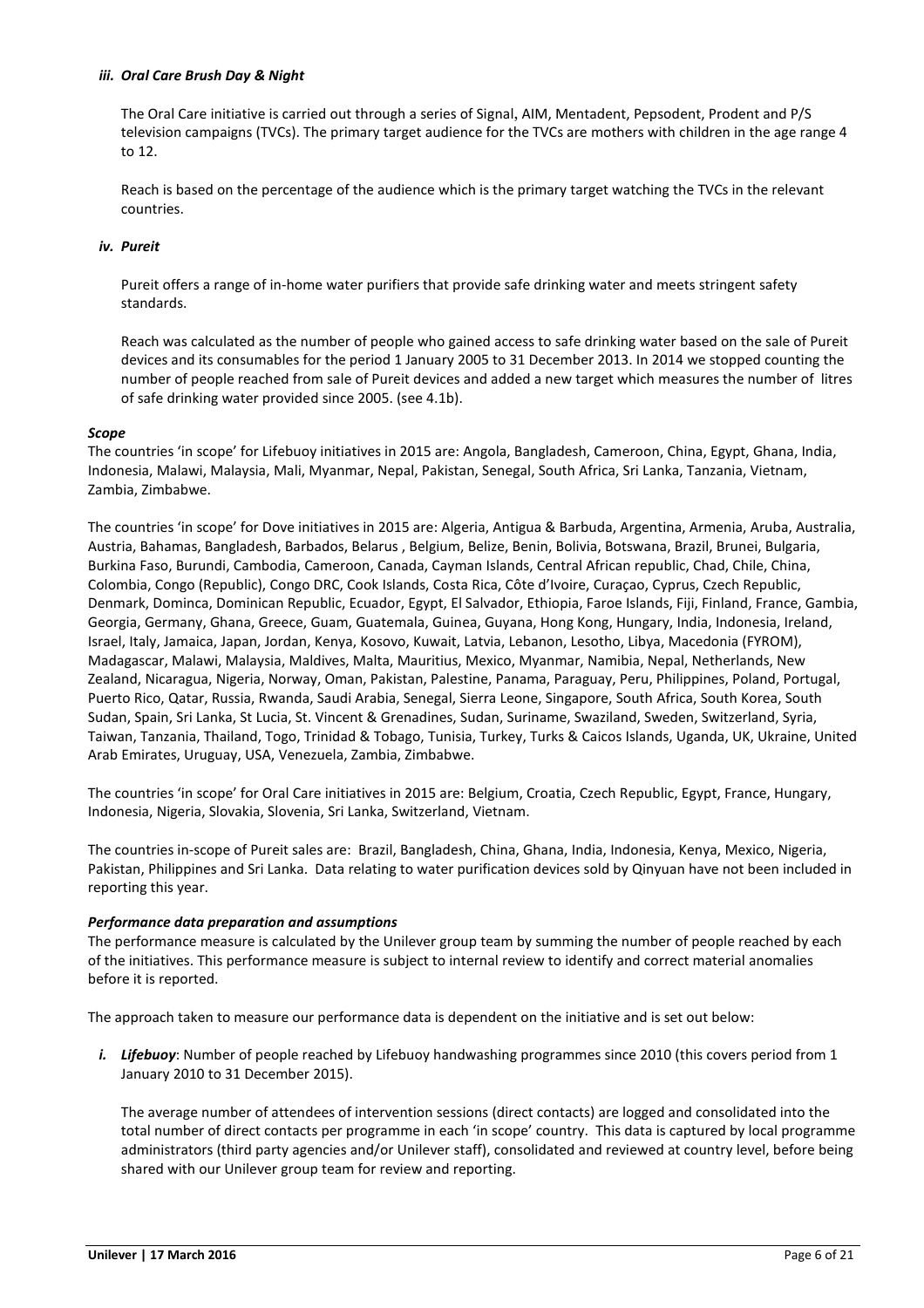#### *iii. Oral Care Brush Day & Night*

The Oral Care initiative is carried out through a series of Signal, AIM, Mentadent, Pepsodent, Prodent and P/S television campaigns (TVCs). The primary target audience for the TVCs are mothers with children in the age range 4 to 12.

Reach is based on the percentage of the audience which is the primary target watching the TVCs in the relevant countries.

#### *iv. Pureit*

Pureit offers a range of in-home water purifiers that provide safe drinking water and meets stringent safety standards.

Reach was calculated as the number of people who gained access to safe drinking water based on the sale of Pureit devices and its consumables for the period 1 January 2005 to 31 December 2013. In 2014 we stopped counting the number of people reached from sale of Pureit devices and added a new target which measures the number of litres of safe drinking water provided since 2005. (see 4.1b).

### *Scope*

The countries 'in scope' for Lifebuoy initiatives in 2015 are: Angola, Bangladesh, Cameroon, China, Egypt, Ghana, India, Indonesia, Malawi, Malaysia, Mali, Myanmar, Nepal, Pakistan, Senegal, South Africa, Sri Lanka, Tanzania, Vietnam, Zambia, Zimbabwe.

The countries 'in scope' for Dove initiatives in 2015 are: Algeria, Antigua & Barbuda, Argentina, Armenia, Aruba, Australia, Austria, Bahamas, Bangladesh, Barbados, Belarus , Belgium, Belize, Benin, Bolivia, Botswana, Brazil, Brunei, Bulgaria, Burkina Faso, Burundi, Cambodia, Cameroon, Canada, Cayman Islands, Central African republic, Chad, Chile, China, Colombia, Congo (Republic), Congo DRC, Cook Islands, Costa Rica, Côte d'Ivoire, Curaçao, Cyprus, Czech Republic, Denmark, Dominca, Dominican Republic, Ecuador, Egypt, El Salvador, Ethiopia, Faroe Islands, Fiji, Finland, France, Gambia, Georgia, Germany, Ghana, Greece, Guam, Guatemala, Guinea, Guyana, Hong Kong, Hungary, India, Indonesia, Ireland, Israel, Italy, Jamaica, Japan, Jordan, Kenya, Kosovo, Kuwait, Latvia, Lebanon, Lesotho, Libya, Macedonia (FYROM), Madagascar, Malawi, Malaysia, Maldives, Malta, Mauritius, Mexico, Myanmar, Namibia, Nepal, Netherlands, New Zealand, Nicaragua, Nigeria, Norway, Oman, Pakistan, Palestine, Panama, Paraguay, Peru, Philippines, Poland, Portugal, Puerto Rico, Qatar, Russia, Rwanda, Saudi Arabia, Senegal, Sierra Leone, Singapore, South Africa, South Korea, South Sudan, Spain, Sri Lanka, St Lucia, St. Vincent & Grenadines, Sudan, Suriname, Swaziland, Sweden, Switzerland, Syria, Taiwan, Tanzania, Thailand, Togo, Trinidad & Tobago, Tunisia, Turkey, Turks & Caicos Islands, Uganda, UK, Ukraine, United Arab Emirates, Uruguay, USA, Venezuela, Zambia, Zimbabwe.

The countries 'in scope' for Oral Care initiatives in 2015 are: Belgium, Croatia, Czech Republic, Egypt, France, Hungary, Indonesia, Nigeria, Slovakia, Slovenia, Sri Lanka, Switzerland, Vietnam.

The countries in-scope of Pureit sales are: Brazil, Bangladesh, China, Ghana, India, Indonesia, Kenya, Mexico, Nigeria, Pakistan, Philippines and Sri Lanka. Data relating to water purification devices sold by Qinyuan have not been included in reporting this year.

### *Performance data preparation and assumptions*

The performance measure is calculated by the Unilever group team by summing the number of people reached by each of the initiatives. This performance measure is subject to internal review to identify and correct material anomalies before it is reported.

The approach taken to measure our performance data is dependent on the initiative and is set out below:

*i.* ***Lifebuoy***: Number of people reached by Lifebuoy handwashing programmes since 2010 (this covers period from 1 January 2010 to 31 December 2015).

The average number of attendees of intervention sessions (direct contacts) are logged and consolidated into the total number of direct contacts per programme in each 'in scope' country. This data is captured by local programme administrators (third party agencies and/or Unilever staff), consolidated and reviewed at country level, before being shared with our Unilever group team for review and reporting.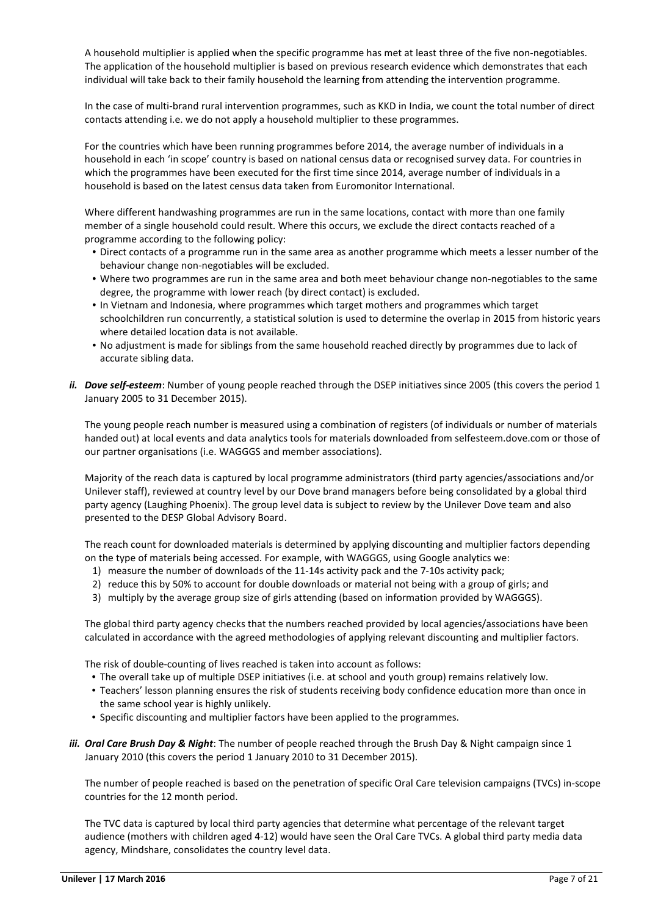A household multiplier is applied when the specific programme has met at least three of the five non-negotiables. The application of the household multiplier is based on previous research evidence which demonstrates that each individual will take back to their family household the learning from attending the intervention programme.

In the case of multi-brand rural intervention programmes, such as KKD in India, we count the total number of direct contacts attending i.e. we do not apply a household multiplier to these programmes.

For the countries which have been running programmes before 2014, the average number of individuals in a household in each 'in scope' country is based on national census data or recognised survey data. For countries in which the programmes have been executed for the first time since 2014, average number of individuals in a household is based on the latest census data taken from Euromonitor International.

Where different handwashing programmes are run in the same locations, contact with more than one family member of a single household could result. Where this occurs, we exclude the direct contacts reached of a programme according to the following policy:

- Direct contacts of a programme run in the same area as another programme which meets a lesser number of the behaviour change non-negotiables will be excluded.
- Where two programmes are run in the same area and both meet behaviour change non-negotiables to the same degree, the programme with lower reach (by direct contact) is excluded.
- In Vietnam and Indonesia, where programmes which target mothers and programmes which target schoolchildren run concurrently, a statistical solution is used to determine the overlap in 2015 from historic years where detailed location data is not available.
- No adjustment is made for siblings from the same household reached directly by programmes due to lack of accurate sibling data.

*ii.* ***Dove self-esteem***: Number of young people reached through the DSEP initiatives since 2005 (this covers the period 1 January 2005 to 31 December 2015).

The young people reach number is measured using a combination of registers (of individuals or number of materials handed out) at local events and data analytics tools for materials downloaded from selfesteem.dove.com or those of our partner organisations (i.e. WAGGGS and member associations).

Majority of the reach data is captured by local programme administrators (third party agencies/associations and/or Unilever staff), reviewed at country level by our Dove brand managers before being consolidated by a global third party agency (Laughing Phoenix). The group level data is subject to review by the Unilever Dove team and also presented to the DESP Global Advisory Board.

The reach count for downloaded materials is determined by applying discounting and multiplier factors depending on the type of materials being accessed. For example, with WAGGGS, using Google analytics we:

1) measure the number of downloads of the 11-14s activity pack and the 7-10s activity pack;
2) reduce this by 50% to account for double downloads or material not being with a group of girls; and
3) multiply by the average group size of girls attending (based on information provided by WAGGGS).

The global third party agency checks that the numbers reached provided by local agencies/associations have been calculated in accordance with the agreed methodologies of applying relevant discounting and multiplier factors.

The risk of double-counting of lives reached is taken into account as follows:

- The overall take up of multiple DSEP initiatives (i.e. at school and youth group) remains relatively low.
- Teachers' lesson planning ensures the risk of students receiving body confidence education more than once in the same school year is highly unlikely.
- Specific discounting and multiplier factors have been applied to the programmes.

*iii.* ***Oral Care Brush Day & Night***: The number of people reached through the Brush Day & Night campaign since 1 January 2010 (this covers the period 1 January 2010 to 31 December 2015).

The number of people reached is based on the penetration of specific Oral Care television campaigns (TVCs) in-scope countries for the 12 month period.

The TVC data is captured by local third party agencies that determine what percentage of the relevant target audience (mothers with children aged 4-12) would have seen the Oral Care TVCs. A global third party media data agency, Mindshare, consolidates the country level data.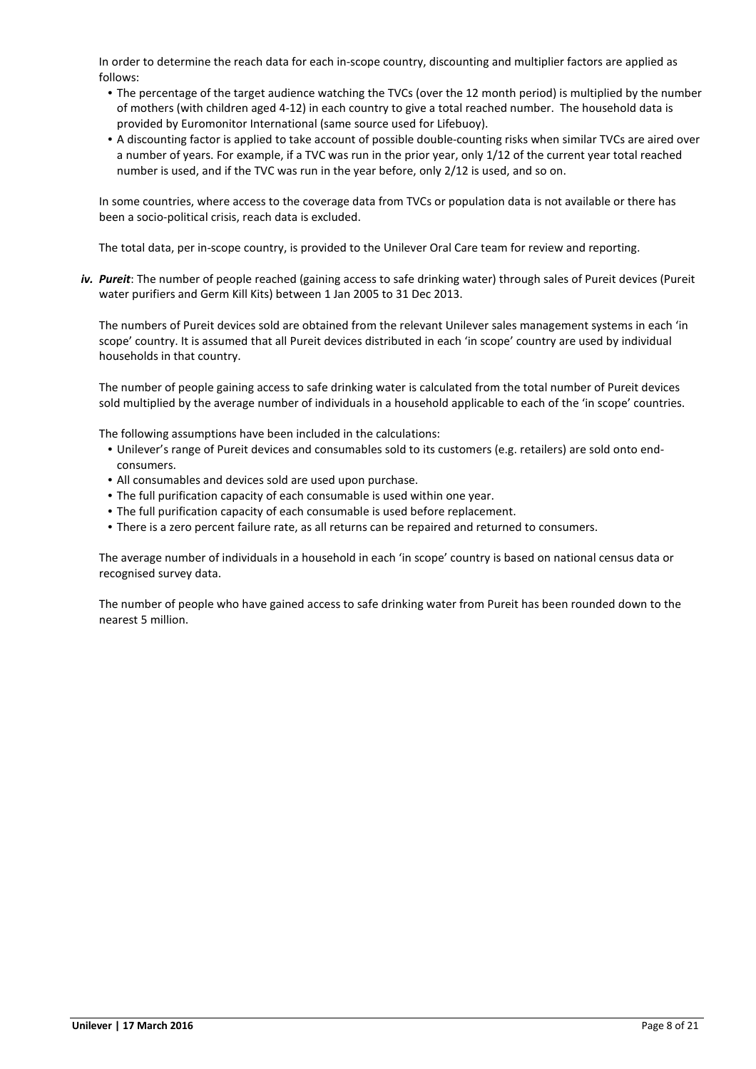In order to determine the reach data for each in-scope country, discounting and multiplier factors are applied as follows:

- The percentage of the target audience watching the TVCs (over the 12 month period) is multiplied by the number of mothers (with children aged 4-12) in each country to give a total reached number. The household data is provided by Euromonitor International (same source used for Lifebuoy).
- A discounting factor is applied to take account of possible double-counting risks when similar TVCs are aired over a number of years. For example, if a TVC was run in the prior year, only 1/12 of the current year total reached number is used, and if the TVC was run in the year before, only 2/12 is used, and so on.

In some countries, where access to the coverage data from TVCs or population data is not available or there has been a socio-political crisis, reach data is excluded.

The total data, per in-scope country, is provided to the Unilever Oral Care team for review and reporting.

***iv. Pureit***: The number of people reached (gaining access to safe drinking water) through sales of Pureit devices (Pureit water purifiers and Germ Kill Kits) between 1 Jan 2005 to 31 Dec 2013.

The numbers of Pureit devices sold are obtained from the relevant Unilever sales management systems in each 'in scope' country. It is assumed that all Pureit devices distributed in each 'in scope' country are used by individual households in that country.

The number of people gaining access to safe drinking water is calculated from the total number of Pureit devices sold multiplied by the average number of individuals in a household applicable to each of the 'in scope' countries.

The following assumptions have been included in the calculations:

- Unilever's range of Pureit devices and consumables sold to its customers (e.g. retailers) are sold onto end-consumers.
- All consumables and devices sold are used upon purchase.
- The full purification capacity of each consumable is used within one year.
- The full purification capacity of each consumable is used before replacement.
- There is a zero percent failure rate, as all returns can be repaired and returned to consumers.

The average number of individuals in a household in each 'in scope' country is based on national census data or recognised survey data.

The number of people who have gained access to safe drinking water from Pureit has been rounded down to the nearest 5 million.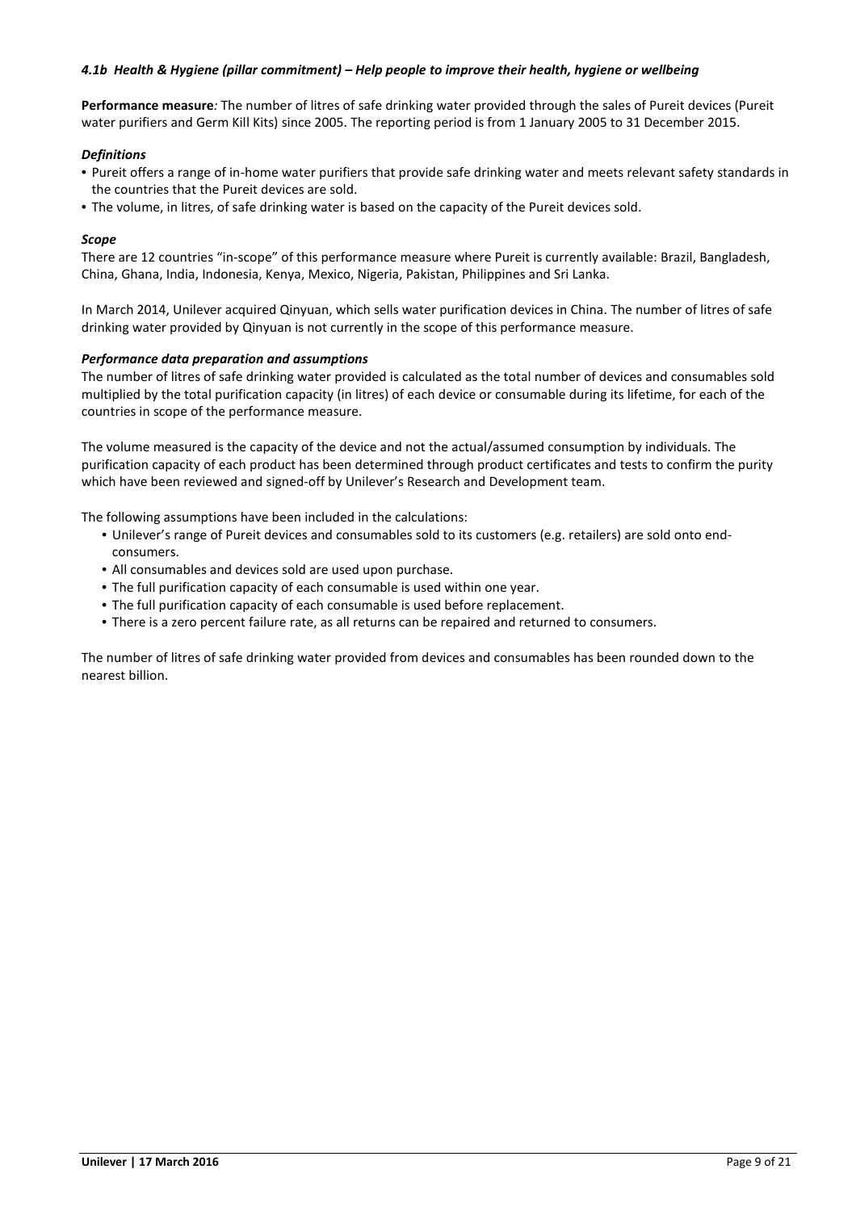#### *4.1b Health & Hygiene (pillar commitment) – Help people to improve their health, hygiene or wellbeing*

**Performance measure***:* The number of litres of safe drinking water provided through the sales of Pureit devices (Pureit water purifiers and Germ Kill Kits) since 2005. The reporting period is from 1 January 2005 to 31 December 2015.

***Definitions***

- Pureit offers a range of in-home water purifiers that provide safe drinking water and meets relevant safety standards in the countries that the Pureit devices are sold.
- The volume, in litres, of safe drinking water is based on the capacity of the Pureit devices sold.

***Scope***

There are 12 countries "in-scope" of this performance measure where Pureit is currently available: Brazil, Bangladesh, China, Ghana, India, Indonesia, Kenya, Mexico, Nigeria, Pakistan, Philippines and Sri Lanka.

In March 2014, Unilever acquired Qinyuan, which sells water purification devices in China. The number of litres of safe drinking water provided by Qinyuan is not currently in the scope of this performance measure.

***Performance data preparation and assumptions***

The number of litres of safe drinking water provided is calculated as the total number of devices and consumables sold multiplied by the total purification capacity (in litres) of each device or consumable during its lifetime, for each of the countries in scope of the performance measure.

The volume measured is the capacity of the device and not the actual/assumed consumption by individuals. The purification capacity of each product has been determined through product certificates and tests to confirm the purity which have been reviewed and signed-off by Unilever's Research and Development team.

The following assumptions have been included in the calculations:

- Unilever's range of Pureit devices and consumables sold to its customers (e.g. retailers) are sold onto end-consumers.
- All consumables and devices sold are used upon purchase.
- The full purification capacity of each consumable is used within one year.
- The full purification capacity of each consumable is used before replacement.
- There is a zero percent failure rate, as all returns can be repaired and returned to consumers.

The number of litres of safe drinking water provided from devices and consumables has been rounded down to the nearest billion.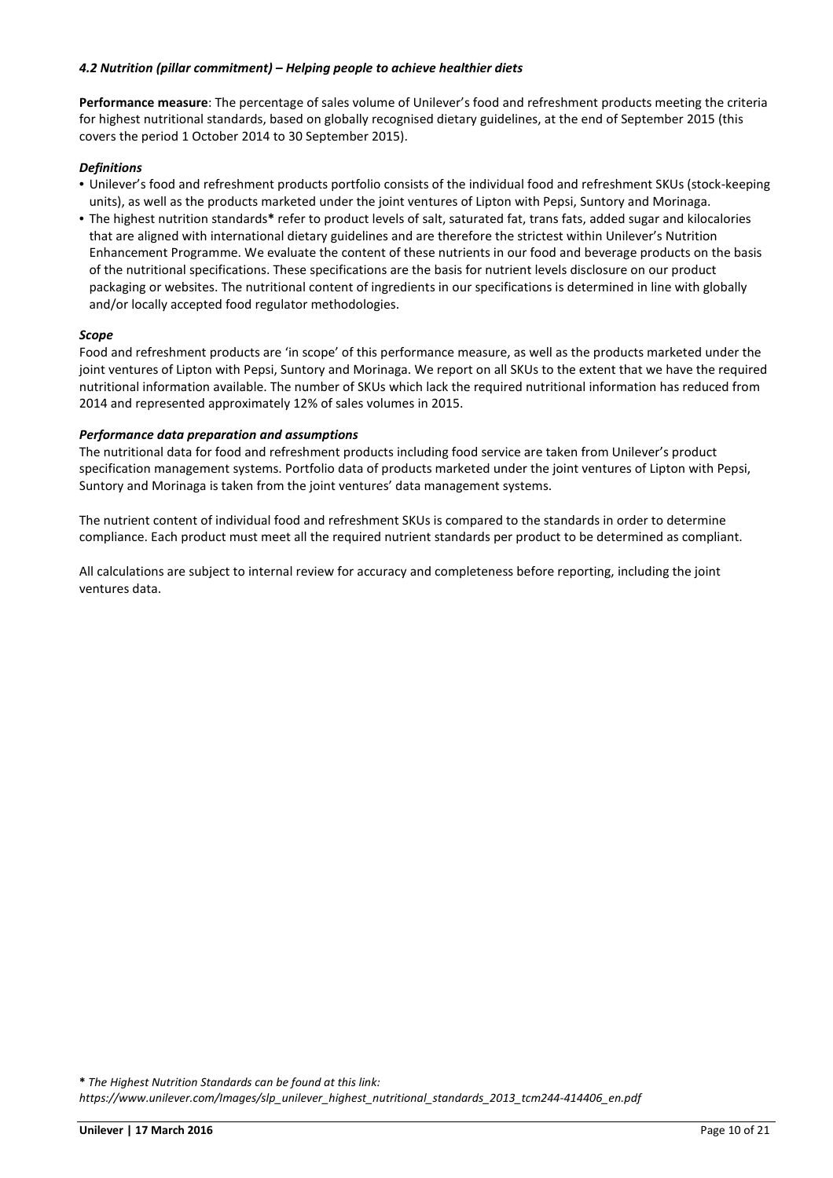### *4.2 Nutrition (pillar commitment) – Helping people to achieve healthier diets*

**Performance measure**: The percentage of sales volume of Unilever's food and refreshment products meeting the criteria for highest nutritional standards, based on globally recognised dietary guidelines, at the end of September 2015 (this covers the period 1 October 2014 to 30 September 2015).

***Definitions***

- Unilever's food and refreshment products portfolio consists of the individual food and refreshment SKUs (stock-keeping units), as well as the products marketed under the joint ventures of Lipton with Pepsi, Suntory and Morinaga.
- The highest nutrition standards**\*** refer to product levels of salt, saturated fat, trans fats, added sugar and kilocalories that are aligned with international dietary guidelines and are therefore the strictest within Unilever's Nutrition Enhancement Programme. We evaluate the content of these nutrients in our food and beverage products on the basis of the nutritional specifications. These specifications are the basis for nutrient levels disclosure on our product packaging or websites. The nutritional content of ingredients in our specifications is determined in line with globally and/or locally accepted food regulator methodologies.

***Scope***

Food and refreshment products are 'in scope' of this performance measure, as well as the products marketed under the joint ventures of Lipton with Pepsi, Suntory and Morinaga. We report on all SKUs to the extent that we have the required nutritional information available. The number of SKUs which lack the required nutritional information has reduced from 2014 and represented approximately 12% of sales volumes in 2015.

***Performance data preparation and assumptions***

The nutritional data for food and refreshment products including food service are taken from Unilever's product specification management systems. Portfolio data of products marketed under the joint ventures of Lipton with Pepsi, Suntory and Morinaga is taken from the joint ventures' data management systems.

The nutrient content of individual food and refreshment SKUs is compared to the standards in order to determine compliance. Each product must meet all the required nutrient standards per product to be determined as compliant.

All calculations are subject to internal review for accuracy and completeness before reporting, including the joint ventures data.

**\*** *The Highest Nutrition Standards can be found at this link:*
*https://www.unilever.com/Images/slp_unilever_highest_nutritional_standards_2013_tcm244-414406_en.pdf*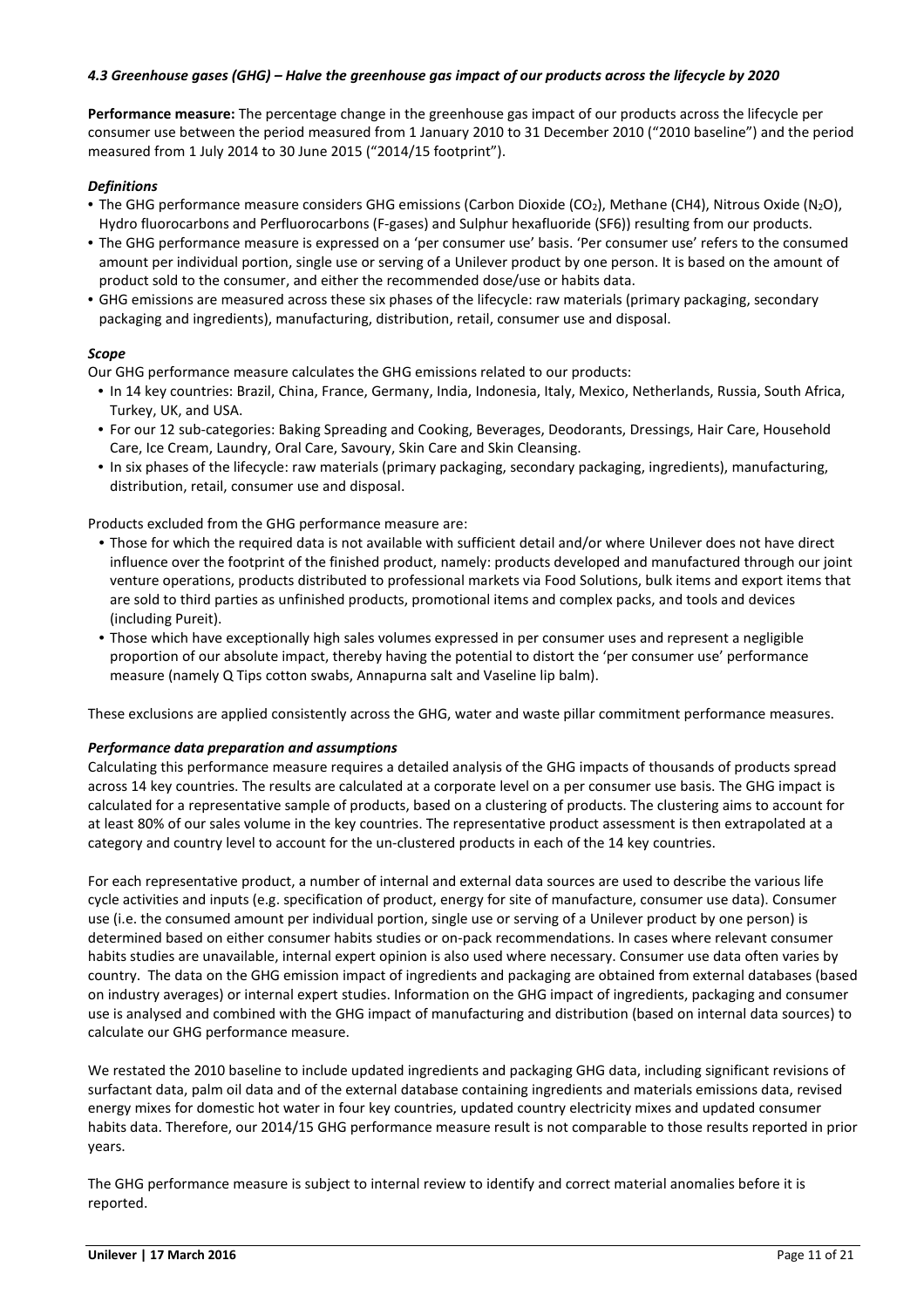### *4.3 Greenhouse gases (GHG) – Halve the greenhouse gas impact of our products across the lifecycle by 2020*

**Performance measure:** The percentage change in the greenhouse gas impact of our products across the lifecycle per consumer use between the period measured from 1 January 2010 to 31 December 2010 ("2010 baseline") and the period measured from 1 July 2014 to 30 June 2015 ("2014/15 footprint").

***Definitions***

- The GHG performance measure considers GHG emissions (Carbon Dioxide ($CO_2$), Methane (CH4), Nitrous Oxide ($N_2O$), Hydro fluorocarbons and Perfluorocarbons (F-gases) and Sulphur hexafluoride (SF6)) resulting from our products.
- The GHG performance measure is expressed on a 'per consumer use' basis. 'Per consumer use' refers to the consumed amount per individual portion, single use or serving of a Unilever product by one person. It is based on the amount of product sold to the consumer, and either the recommended dose/use or habits data.
- GHG emissions are measured across these six phases of the lifecycle: raw materials (primary packaging, secondary packaging and ingredients), manufacturing, distribution, retail, consumer use and disposal.

***Scope***

Our GHG performance measure calculates the GHG emissions related to our products:

- In 14 key countries: Brazil, China, France, Germany, India, Indonesia, Italy, Mexico, Netherlands, Russia, South Africa, Turkey, UK, and USA.
- For our 12 sub-categories: Baking Spreading and Cooking, Beverages, Deodorants, Dressings, Hair Care, Household Care, Ice Cream, Laundry, Oral Care, Savoury, Skin Care and Skin Cleansing.
- In six phases of the lifecycle: raw materials (primary packaging, secondary packaging, ingredients), manufacturing, distribution, retail, consumer use and disposal.

Products excluded from the GHG performance measure are:

- Those for which the required data is not available with sufficient detail and/or where Unilever does not have direct influence over the footprint of the finished product, namely: products developed and manufactured through our joint venture operations, products distributed to professional markets via Food Solutions, bulk items and export items that are sold to third parties as unfinished products, promotional items and complex packs, and tools and devices (including Pureit).
- Those which have exceptionally high sales volumes expressed in per consumer uses and represent a negligible proportion of our absolute impact, thereby having the potential to distort the 'per consumer use' performance measure (namely Q Tips cotton swabs, Annapurna salt and Vaseline lip balm).

These exclusions are applied consistently across the GHG, water and waste pillar commitment performance measures.

***Performance data preparation and assumptions***

Calculating this performance measure requires a detailed analysis of the GHG impacts of thousands of products spread across 14 key countries. The results are calculated at a corporate level on a per consumer use basis. The GHG impact is calculated for a representative sample of products, based on a clustering of products. The clustering aims to account for at least 80% of our sales volume in the key countries. The representative product assessment is then extrapolated at a category and country level to account for the un-clustered products in each of the 14 key countries.

For each representative product, a number of internal and external data sources are used to describe the various life cycle activities and inputs (e.g. specification of product, energy for site of manufacture, consumer use data). Consumer use (i.e. the consumed amount per individual portion, single use or serving of a Unilever product by one person) is determined based on either consumer habits studies or on-pack recommendations. In cases where relevant consumer habits studies are unavailable, internal expert opinion is also used where necessary. Consumer use data often varies by country. The data on the GHG emission impact of ingredients and packaging are obtained from external databases (based on industry averages) or internal expert studies. Information on the GHG impact of ingredients, packaging and consumer use is analysed and combined with the GHG impact of manufacturing and distribution (based on internal data sources) to calculate our GHG performance measure.

We restated the 2010 baseline to include updated ingredients and packaging GHG data, including significant revisions of surfactant data, palm oil data and of the external database containing ingredients and materials emissions data, revised energy mixes for domestic hot water in four key countries, updated country electricity mixes and updated consumer habits data. Therefore, our 2014/15 GHG performance measure result is not comparable to those results reported in prior years.

The GHG performance measure is subject to internal review to identify and correct material anomalies before it is reported.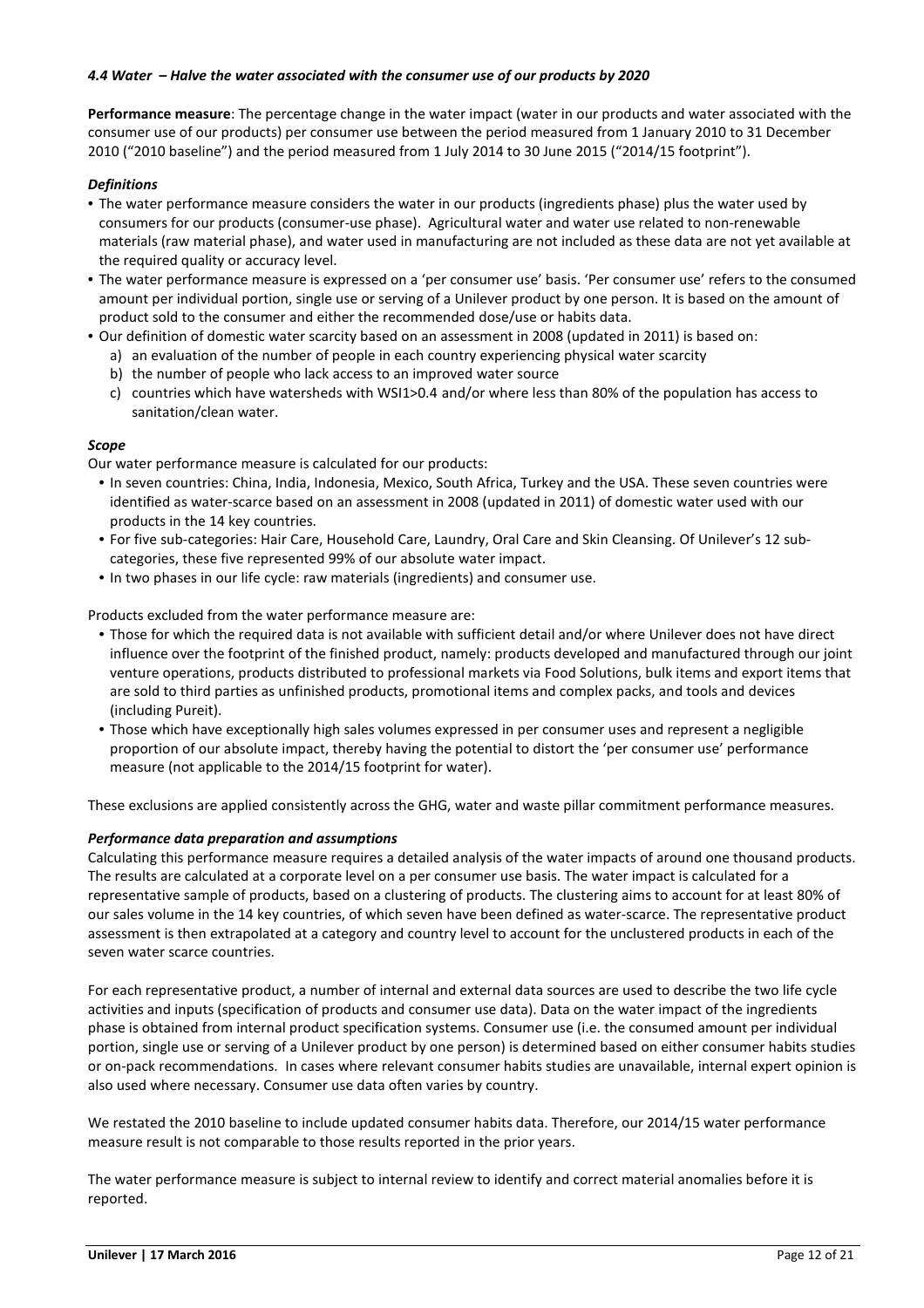#### *4.4 Water – Halve the water associated with the consumer use of our products by 2020*

**Performance measure**: The percentage change in the water impact (water in our products and water associated with the consumer use of our products) per consumer use between the period measured from 1 January 2010 to 31 December 2010 ("2010 baseline") and the period measured from 1 July 2014 to 30 June 2015 ("2014/15 footprint").

***Definitions***

- The water performance measure considers the water in our products (ingredients phase) plus the water used by consumers for our products (consumer-use phase). Agricultural water and water use related to non-renewable materials (raw material phase), and water used in manufacturing are not included as these data are not yet available at the required quality or accuracy level.
- The water performance measure is expressed on a 'per consumer use' basis. 'Per consumer use' refers to the consumed amount per individual portion, single use or serving of a Unilever product by one person. It is based on the amount of product sold to the consumer and either the recommended dose/use or habits data.
- Our definition of domestic water scarcity based on an assessment in 2008 (updated in 2011) is based on:
  a) an evaluation of the number of people in each country experiencing physical water scarcity
  b) the number of people who lack access to an improved water source
  c) countries which have watersheds with WSI1>0.4 and/or where less than 80% of the population has access to sanitation/clean water.

***Scope***

Our water performance measure is calculated for our products:

- In seven countries: China, India, Indonesia, Mexico, South Africa, Turkey and the USA. These seven countries were identified as water-scarce based on an assessment in 2008 (updated in 2011) of domestic water used with our products in the 14 key countries.
- For five sub-categories: Hair Care, Household Care, Laundry, Oral Care and Skin Cleansing. Of Unilever's 12 sub-categories, these five represented 99% of our absolute water impact.
- In two phases in our life cycle: raw materials (ingredients) and consumer use.

Products excluded from the water performance measure are:

- Those for which the required data is not available with sufficient detail and/or where Unilever does not have direct influence over the footprint of the finished product, namely: products developed and manufactured through our joint venture operations, products distributed to professional markets via Food Solutions, bulk items and export items that are sold to third parties as unfinished products, promotional items and complex packs, and tools and devices (including Pureit).
- Those which have exceptionally high sales volumes expressed in per consumer uses and represent a negligible proportion of our absolute impact, thereby having the potential to distort the 'per consumer use' performance measure (not applicable to the 2014/15 footprint for water).

These exclusions are applied consistently across the GHG, water and waste pillar commitment performance measures.

***Performance data preparation and assumptions***

Calculating this performance measure requires a detailed analysis of the water impacts of around one thousand products. The results are calculated at a corporate level on a per consumer use basis. The water impact is calculated for a representative sample of products, based on a clustering of products. The clustering aims to account for at least 80% of our sales volume in the 14 key countries, of which seven have been defined as water-scarce. The representative product assessment is then extrapolated at a category and country level to account for the unclustered products in each of the seven water scarce countries.

For each representative product, a number of internal and external data sources are used to describe the two life cycle activities and inputs (specification of products and consumer use data). Data on the water impact of the ingredients phase is obtained from internal product specification systems. Consumer use (i.e. the consumed amount per individual portion, single use or serving of a Unilever product by one person) is determined based on either consumer habits studies or on-pack recommendations. In cases where relevant consumer habits studies are unavailable, internal expert opinion is also used where necessary. Consumer use data often varies by country.

We restated the 2010 baseline to include updated consumer habits data. Therefore, our 2014/15 water performance measure result is not comparable to those results reported in the prior years.

The water performance measure is subject to internal review to identify and correct material anomalies before it is reported.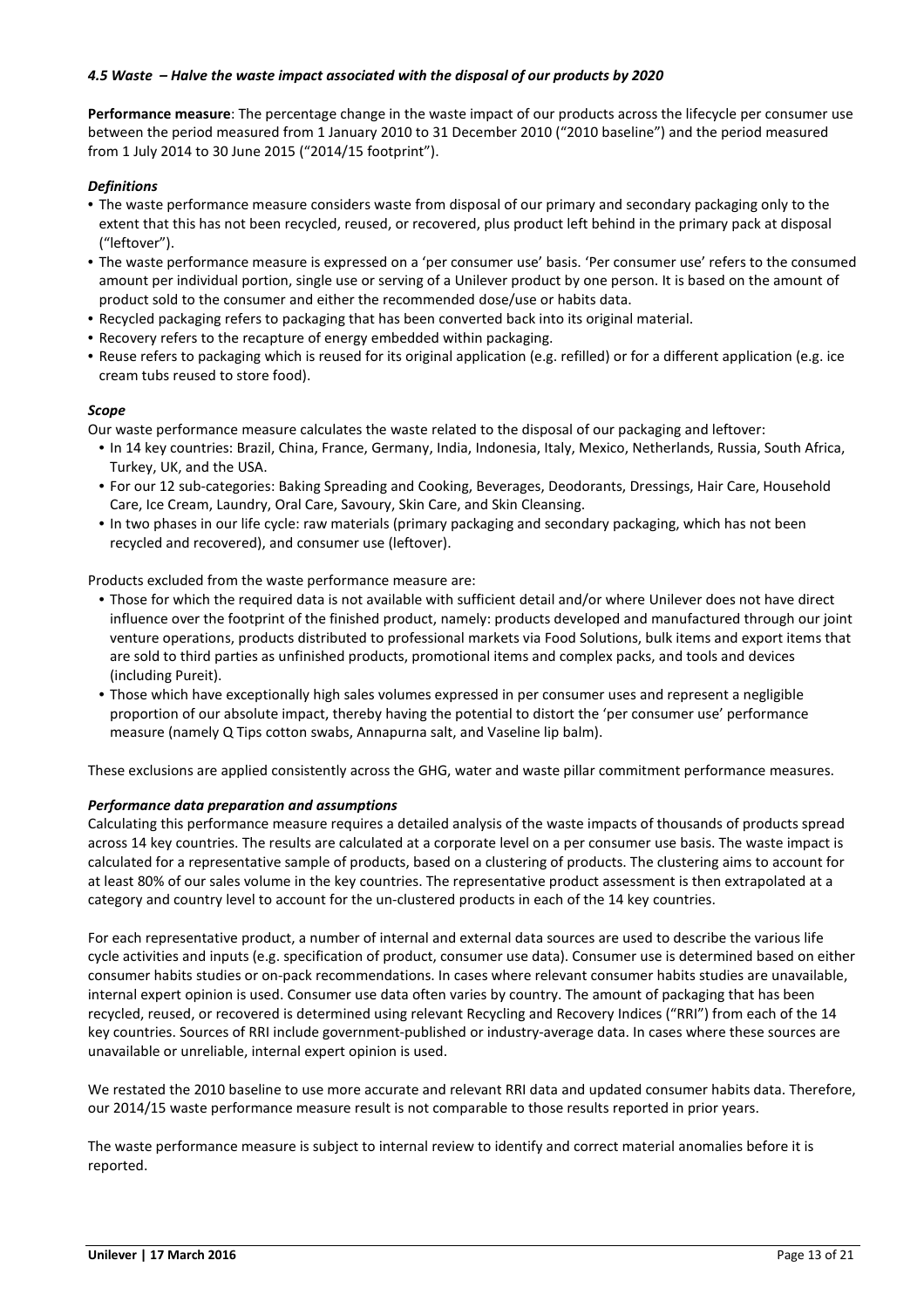#### *4.5 Waste – Halve the waste impact associated with the disposal of our products by 2020*

**Performance measure**: The percentage change in the waste impact of our products across the lifecycle per consumer use between the period measured from 1 January 2010 to 31 December 2010 ("2010 baseline") and the period measured from 1 July 2014 to 30 June 2015 ("2014/15 footprint").

***Definitions***

- The waste performance measure considers waste from disposal of our primary and secondary packaging only to the extent that this has not been recycled, reused, or recovered, plus product left behind in the primary pack at disposal ("leftover").
- The waste performance measure is expressed on a 'per consumer use' basis. 'Per consumer use' refers to the consumed amount per individual portion, single use or serving of a Unilever product by one person. It is based on the amount of product sold to the consumer and either the recommended dose/use or habits data.
- Recycled packaging refers to packaging that has been converted back into its original material.
- Recovery refers to the recapture of energy embedded within packaging.
- Reuse refers to packaging which is reused for its original application (e.g. refilled) or for a different application (e.g. ice cream tubs reused to store food).

***Scope***

Our waste performance measure calculates the waste related to the disposal of our packaging and leftover:

- In 14 key countries: Brazil, China, France, Germany, India, Indonesia, Italy, Mexico, Netherlands, Russia, South Africa, Turkey, UK, and the USA.
- For our 12 sub-categories: Baking Spreading and Cooking, Beverages, Deodorants, Dressings, Hair Care, Household Care, Ice Cream, Laundry, Oral Care, Savoury, Skin Care, and Skin Cleansing.
- In two phases in our life cycle: raw materials (primary packaging and secondary packaging, which has not been recycled and recovered), and consumer use (leftover).

Products excluded from the waste performance measure are:

- Those for which the required data is not available with sufficient detail and/or where Unilever does not have direct influence over the footprint of the finished product, namely: products developed and manufactured through our joint venture operations, products distributed to professional markets via Food Solutions, bulk items and export items that are sold to third parties as unfinished products, promotional items and complex packs, and tools and devices (including Pureit).
- Those which have exceptionally high sales volumes expressed in per consumer uses and represent a negligible proportion of our absolute impact, thereby having the potential to distort the 'per consumer use' performance measure (namely Q Tips cotton swabs, Annapurna salt, and Vaseline lip balm).

These exclusions are applied consistently across the GHG, water and waste pillar commitment performance measures.

***Performance data preparation and assumptions***

Calculating this performance measure requires a detailed analysis of the waste impacts of thousands of products spread across 14 key countries. The results are calculated at a corporate level on a per consumer use basis. The waste impact is calculated for a representative sample of products, based on a clustering of products. The clustering aims to account for at least 80% of our sales volume in the key countries. The representative product assessment is then extrapolated at a category and country level to account for the un-clustered products in each of the 14 key countries.

For each representative product, a number of internal and external data sources are used to describe the various life cycle activities and inputs (e.g. specification of product, consumer use data). Consumer use is determined based on either consumer habits studies or on-pack recommendations. In cases where relevant consumer habits studies are unavailable, internal expert opinion is used. Consumer use data often varies by country. The amount of packaging that has been recycled, reused, or recovered is determined using relevant Recycling and Recovery Indices ("RRI") from each of the 14 key countries. Sources of RRI include government-published or industry-average data. In cases where these sources are unavailable or unreliable, internal expert opinion is used.

We restated the 2010 baseline to use more accurate and relevant RRI data and updated consumer habits data. Therefore, our 2014/15 waste performance measure result is not comparable to those results reported in prior years.

The waste performance measure is subject to internal review to identify and correct material anomalies before it is reported.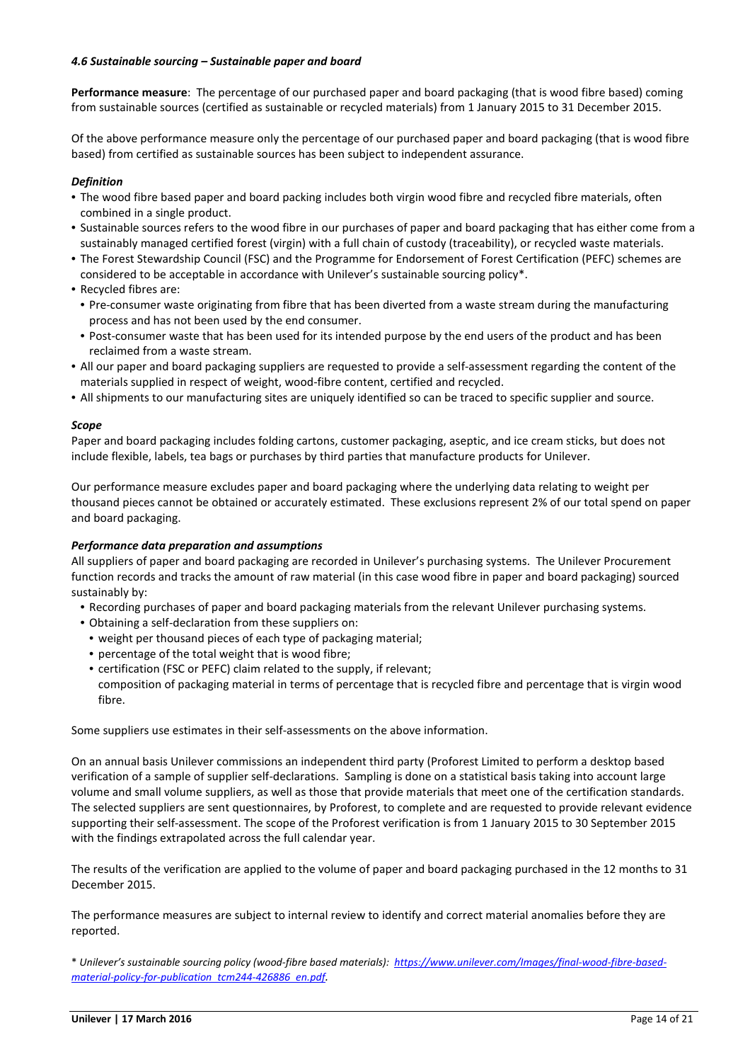#### *4.6 Sustainable sourcing – Sustainable paper and board*

**Performance measure**: The percentage of our purchased paper and board packaging (that is wood fibre based) coming from sustainable sources (certified as sustainable or recycled materials) from 1 January 2015 to 31 December 2015.

Of the above performance measure only the percentage of our purchased paper and board packaging (that is wood fibre based) from certified as sustainable sources has been subject to independent assurance.

***Definition***

- The wood fibre based paper and board packing includes both virgin wood fibre and recycled fibre materials, often combined in a single product.
- Sustainable sources refers to the wood fibre in our purchases of paper and board packaging that has either come from a sustainably managed certified forest (virgin) with a full chain of custody (traceability), or recycled waste materials.
- The Forest Stewardship Council (FSC) and the Programme for Endorsement of Forest Certification (PEFC) schemes are considered to be acceptable in accordance with Unilever's sustainable sourcing policy*.
- Recycled fibres are:
  - Pre-consumer waste originating from fibre that has been diverted from a waste stream during the manufacturing process and has not been used by the end consumer.
  - Post-consumer waste that has been used for its intended purpose by the end users of the product and has been reclaimed from a waste stream.
- All our paper and board packaging suppliers are requested to provide a self-assessment regarding the content of the materials supplied in respect of weight, wood-fibre content, certified and recycled.
- All shipments to our manufacturing sites are uniquely identified so can be traced to specific supplier and source.

***Scope***

Paper and board packaging includes folding cartons, customer packaging, aseptic, and ice cream sticks, but does not include flexible, labels, tea bags or purchases by third parties that manufacture products for Unilever.

Our performance measure excludes paper and board packaging where the underlying data relating to weight per thousand pieces cannot be obtained or accurately estimated. These exclusions represent 2% of our total spend on paper and board packaging.

***Performance data preparation and assumptions***

All suppliers of paper and board packaging are recorded in Unilever's purchasing systems. The Unilever Procurement function records and tracks the amount of raw material (in this case wood fibre in paper and board packaging) sourced sustainably by:

- Recording purchases of paper and board packaging materials from the relevant Unilever purchasing systems.
- Obtaining a self-declaration from these suppliers on:
  - weight per thousand pieces of each type of packaging material;
  - percentage of the total weight that is wood fibre;
  - certification (FSC or PEFC) claim related to the supply, if relevant;
    composition of packaging material in terms of percentage that is recycled fibre and percentage that is virgin wood fibre.

Some suppliers use estimates in their self-assessments on the above information.

On an annual basis Unilever commissions an independent third party (Proforest Limited to perform a desktop based verification of a sample of supplier self-declarations. Sampling is done on a statistical basis taking into account large volume and small volume suppliers, as well as those that provide materials that meet one of the certification standards. The selected suppliers are sent questionnaires, by Proforest, to complete and are requested to provide relevant evidence supporting their self-assessment. The scope of the Proforest verification is from 1 January 2015 to 30 September 2015 with the findings extrapolated across the full calendar year.

The results of the verification are applied to the volume of paper and board packaging purchased in the 12 months to 31 December 2015.

The performance measures are subject to internal review to identify and correct material anomalies before they are reported.

* *Unilever's sustainable sourcing policy (wood-fibre based materials): [https://www.unilever.com/Images/final-wood-fibre-based-material-policy-for-publication_tcm244-426886_en.pdf](https://www.unilever.com/Images/final-wood-fibre-based-material-policy-for-publication_tcm244-426886_en.pdf).*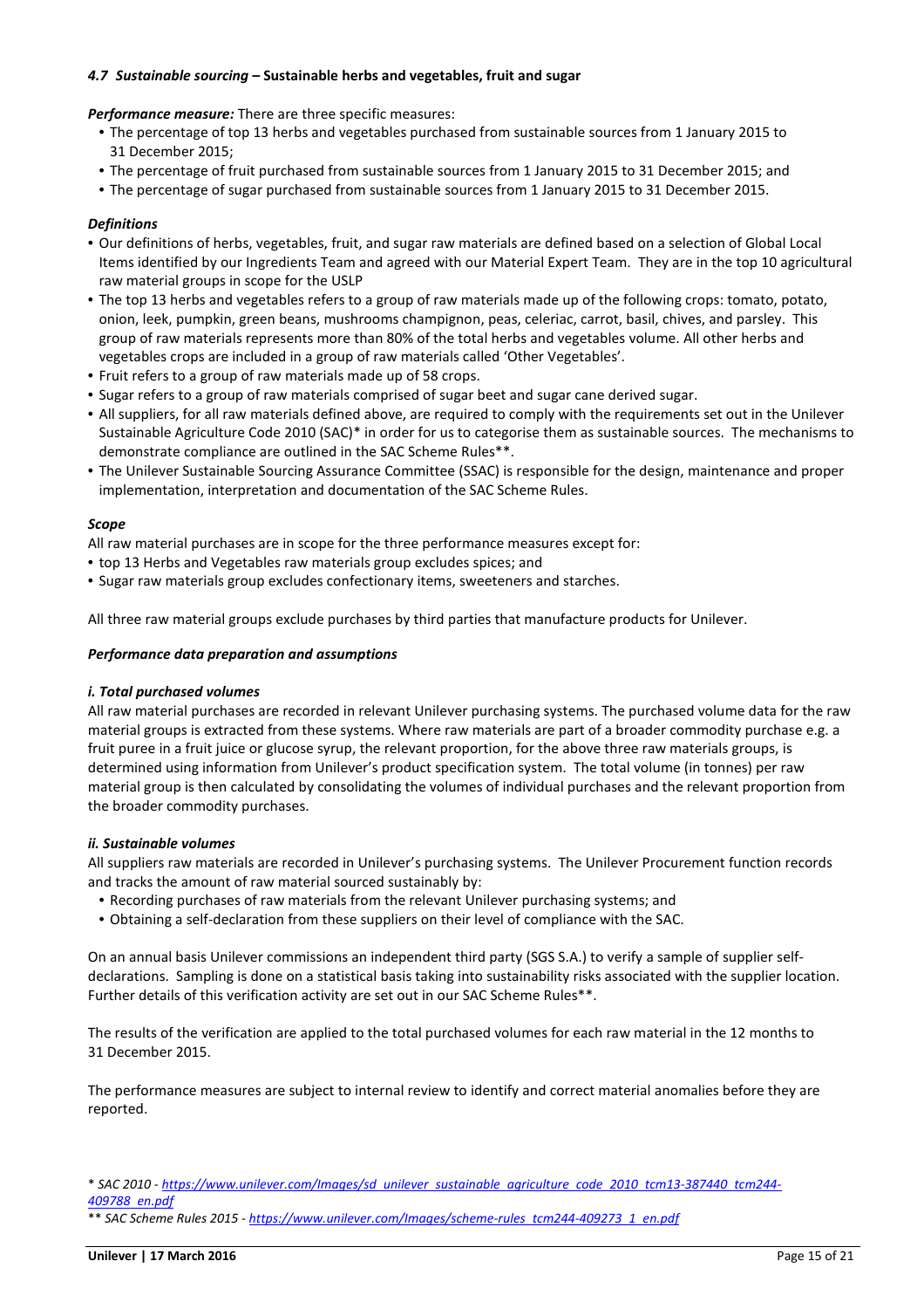### *4.7 Sustainable sourcing* – Sustainable herbs and vegetables, fruit and sugar

***Performance measure:*** There are three specific measures:

- The percentage of top 13 herbs and vegetables purchased from sustainable sources from 1 January 2015 to 31 December 2015;
- The percentage of fruit purchased from sustainable sources from 1 January 2015 to 31 December 2015; and
- The percentage of sugar purchased from sustainable sources from 1 January 2015 to 31 December 2015.

***Definitions***

- Our definitions of herbs, vegetables, fruit, and sugar raw materials are defined based on a selection of Global Local Items identified by our Ingredients Team and agreed with our Material Expert Team. They are in the top 10 agricultural raw material groups in scope for the USLP
- The top 13 herbs and vegetables refers to a group of raw materials made up of the following crops: tomato, potato, onion, leek, pumpkin, green beans, mushrooms champignon, peas, celeriac, carrot, basil, chives, and parsley. This group of raw materials represents more than 80% of the total herbs and vegetables volume. All other herbs and vegetables crops are included in a group of raw materials called 'Other Vegetables'.
- Fruit refers to a group of raw materials made up of 58 crops.
- Sugar refers to a group of raw materials comprised of sugar beet and sugar cane derived sugar.
- All suppliers, for all raw materials defined above, are required to comply with the requirements set out in the Unilever Sustainable Agriculture Code 2010 (SAC)* in order for us to categorise them as sustainable sources. The mechanisms to demonstrate compliance are outlined in the SAC Scheme Rules**.
- The Unilever Sustainable Sourcing Assurance Committee (SSAC) is responsible for the design, maintenance and proper implementation, interpretation and documentation of the SAC Scheme Rules.

***Scope***

All raw material purchases are in scope for the three performance measures except for:

- top 13 Herbs and Vegetables raw materials group excludes spices; and
- Sugar raw materials group excludes confectionary items, sweeteners and starches.

All three raw material groups exclude purchases by third parties that manufacture products for Unilever.

***Performance data preparation and assumptions***

***i. Total purchased volumes***

All raw material purchases are recorded in relevant Unilever purchasing systems. The purchased volume data for the raw material groups is extracted from these systems. Where raw materials are part of a broader commodity purchase e.g. a fruit puree in a fruit juice or glucose syrup, the relevant proportion, for the above three raw materials groups, is determined using information from Unilever's product specification system. The total volume (in tonnes) per raw material group is then calculated by consolidating the volumes of individual purchases and the relevant proportion from the broader commodity purchases.

***ii. Sustainable volumes***

All suppliers raw materials are recorded in Unilever's purchasing systems. The Unilever Procurement function records and tracks the amount of raw material sourced sustainably by:

- Recording purchases of raw materials from the relevant Unilever purchasing systems; and
- Obtaining a self-declaration from these suppliers on their level of compliance with the SAC.

On an annual basis Unilever commissions an independent third party (SGS S.A.) to verify a sample of supplier self-declarations. Sampling is done on a statistical basis taking into sustainability risks associated with the supplier location. Further details of this verification activity are set out in our SAC Scheme Rules**.

The results of the verification are applied to the total purchased volumes for each raw material in the 12 months to 31 December 2015.

The performance measures are subject to internal review to identify and correct material anomalies before they are reported.

*\* SAC 2010 - https://www.unilever.com/Images/sd_unilever_sustainable_agriculture_code_2010_tcm13-387440_tcm244-409788_en.pdf*

*\*\* SAC Scheme Rules 2015 - https://www.unilever.com/Images/scheme-rules_tcm244-409273_1_en.pdf*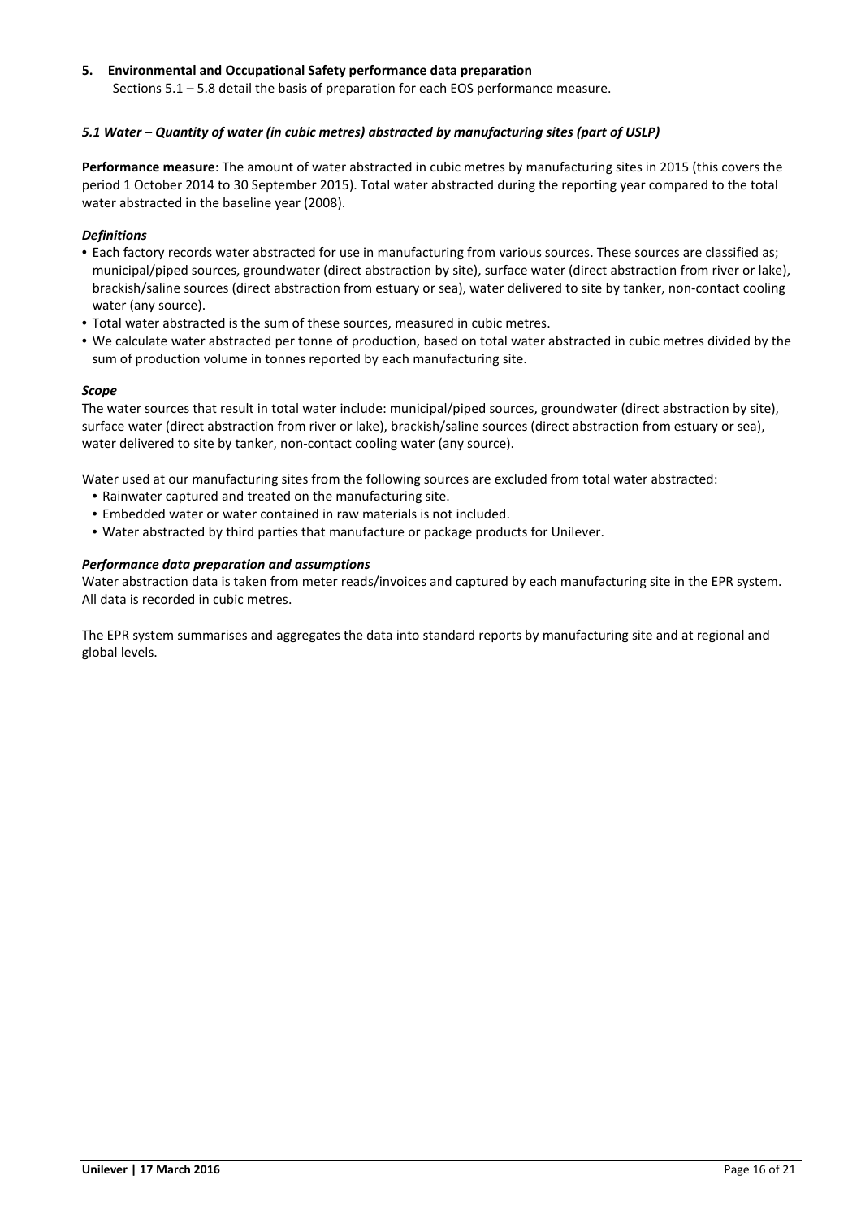## 5. Environmental and Occupational Safety performance data preparation

Sections 5.1 – 5.8 detail the basis of preparation for each EOS performance measure.

### *5.1 Water – Quantity of water (in cubic metres) abstracted by manufacturing sites (part of USLP)*

**Performance measure**: The amount of water abstracted in cubic metres by manufacturing sites in 2015 (this covers the period 1 October 2014 to 30 September 2015). Total water abstracted during the reporting year compared to the total water abstracted in the baseline year (2008).

#### *Definitions*

- Each factory records water abstracted for use in manufacturing from various sources. These sources are classified as; municipal/piped sources, groundwater (direct abstraction by site), surface water (direct abstraction from river or lake), brackish/saline sources (direct abstraction from estuary or sea), water delivered to site by tanker, non-contact cooling water (any source).
- Total water abstracted is the sum of these sources, measured in cubic metres.
- We calculate water abstracted per tonne of production, based on total water abstracted in cubic metres divided by the sum of production volume in tonnes reported by each manufacturing site.

#### *Scope*

The water sources that result in total water include: municipal/piped sources, groundwater (direct abstraction by site), surface water (direct abstraction from river or lake), brackish/saline sources (direct abstraction from estuary or sea), water delivered to site by tanker, non-contact cooling water (any source).

Water used at our manufacturing sites from the following sources are excluded from total water abstracted:

- Rainwater captured and treated on the manufacturing site.
- Embedded water or water contained in raw materials is not included.
- Water abstracted by third parties that manufacture or package products for Unilever.

#### *Performance data preparation and assumptions*

Water abstraction data is taken from meter reads/invoices and captured by each manufacturing site in the EPR system. All data is recorded in cubic metres.

The EPR system summarises and aggregates the data into standard reports by manufacturing site and at regional and global levels.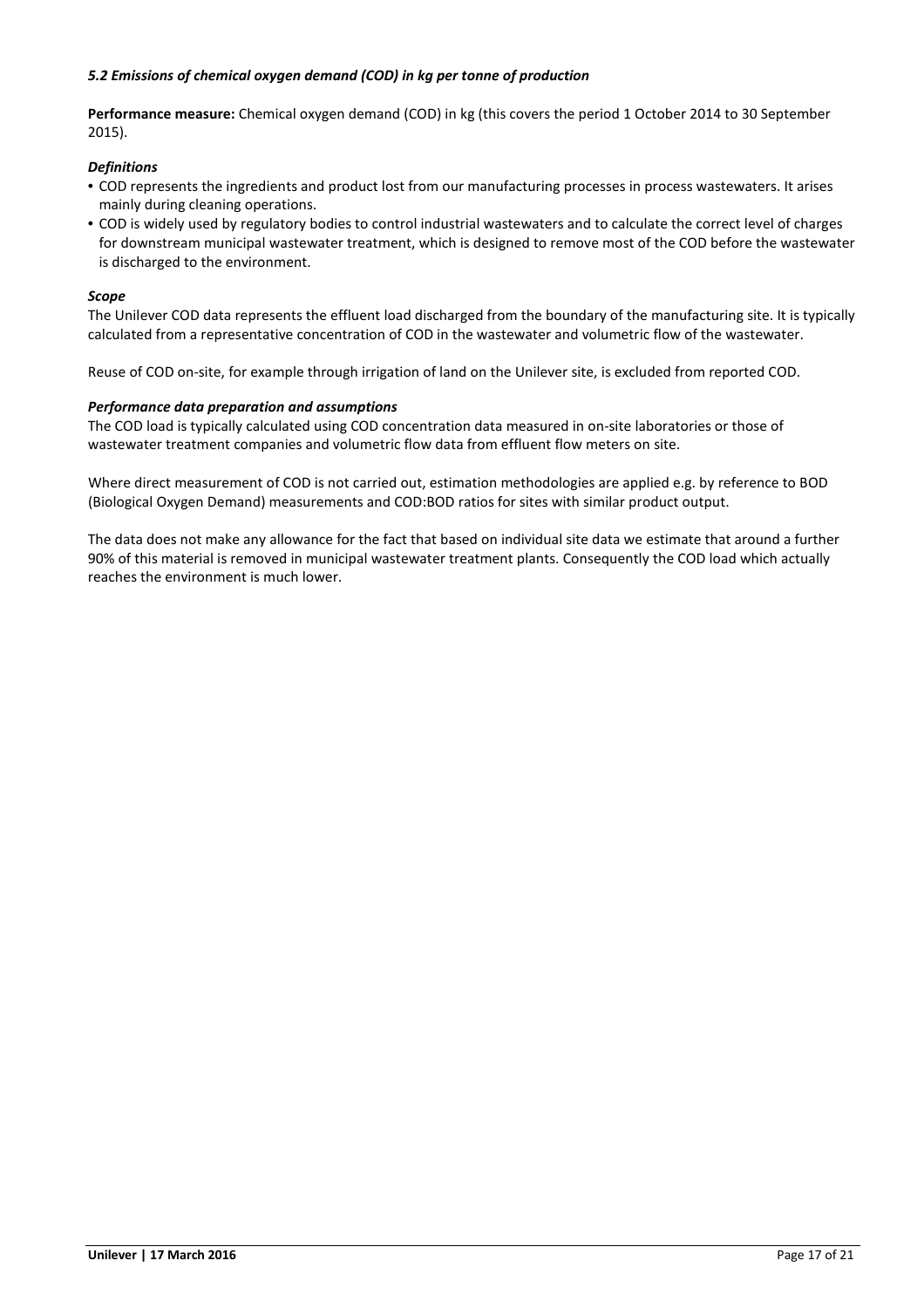### *5.2 Emissions of chemical oxygen demand (COD) in kg per tonne of production*

**Performance measure:** Chemical oxygen demand (COD) in kg (this covers the period 1 October 2014 to 30 September 2015).

***Definitions***

- COD represents the ingredients and product lost from our manufacturing processes in process wastewaters. It arises mainly during cleaning operations.
- COD is widely used by regulatory bodies to control industrial wastewaters and to calculate the correct level of charges for downstream municipal wastewater treatment, which is designed to remove most of the COD before the wastewater is discharged to the environment.

***Scope***

The Unilever COD data represents the effluent load discharged from the boundary of the manufacturing site. It is typically calculated from a representative concentration of COD in the wastewater and volumetric flow of the wastewater.

Reuse of COD on-site, for example through irrigation of land on the Unilever site, is excluded from reported COD.

***Performance data preparation and assumptions***

The COD load is typically calculated using COD concentration data measured in on-site laboratories or those of wastewater treatment companies and volumetric flow data from effluent flow meters on site.

Where direct measurement of COD is not carried out, estimation methodologies are applied e.g. by reference to BOD (Biological Oxygen Demand) measurements and COD:BOD ratios for sites with similar product output.

The data does not make any allowance for the fact that based on individual site data we estimate that around a further 90% of this material is removed in municipal wastewater treatment plants. Consequently the COD load which actually reaches the environment is much lower.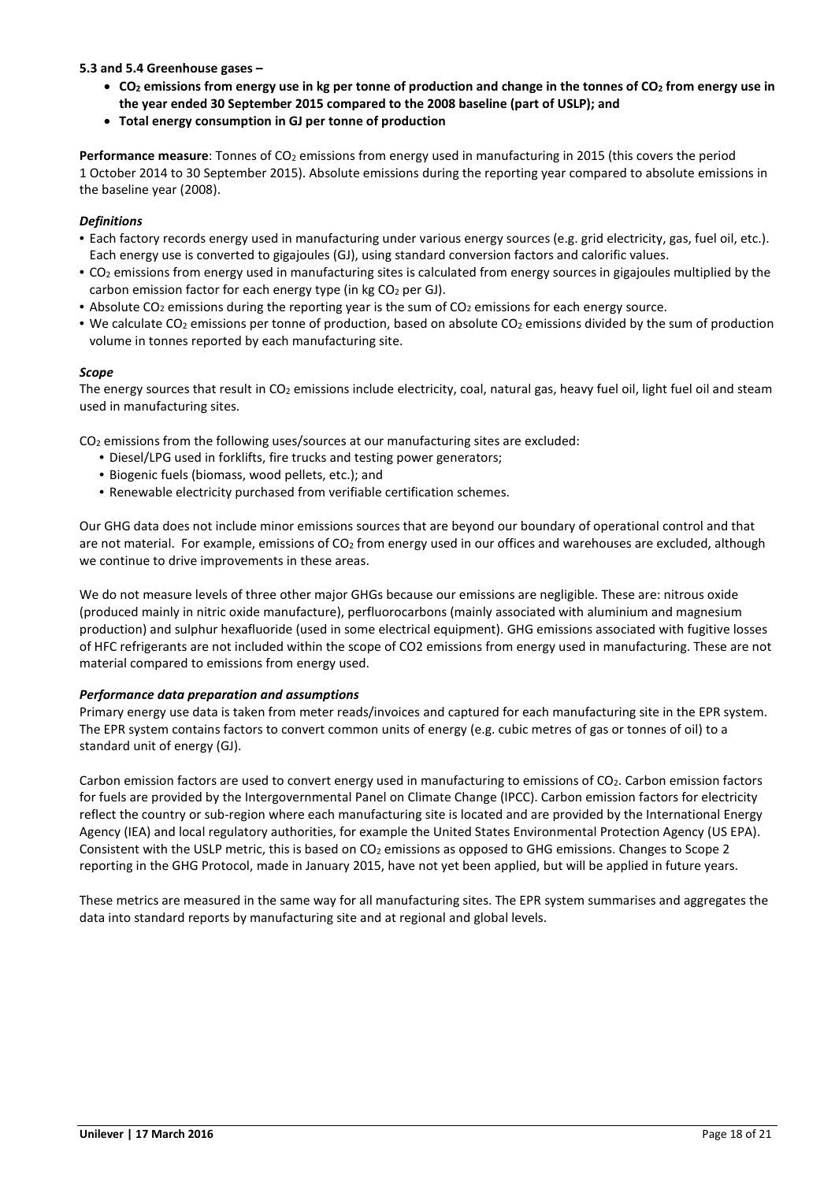**5.3 and 5.4 Greenhouse gases –**

- **$CO_2$ emissions from energy use in kg per tonne of production and change in the tonnes of $CO_2$ from energy use in the year ended 30 September 2015 compared to the 2008 baseline (part of USLP); and**
- **Total energy consumption in GJ per tonne of production**

**Performance measure**: Tonnes of $CO_2$ emissions from energy used in manufacturing in 2015 (this covers the period 1 October 2014 to 30 September 2015). Absolute emissions during the reporting year compared to absolute emissions in the baseline year (2008).

***Definitions***

- Each factory records energy used in manufacturing under various energy sources (e.g. grid electricity, gas, fuel oil, etc.). Each energy use is converted to gigajoules (GJ), using standard conversion factors and calorific values.
- $CO_2$ emissions from energy used in manufacturing sites is calculated from energy sources in gigajoules multiplied by the carbon emission factor for each energy type (in kg $CO_2$ per GJ).
- Absolute $CO_2$ emissions during the reporting year is the sum of $CO_2$ emissions for each energy source.
- We calculate $CO_2$ emissions per tonne of production, based on absolute $CO_2$ emissions divided by the sum of production volume in tonnes reported by each manufacturing site.

***Scope***

The energy sources that result in $CO_2$ emissions include electricity, coal, natural gas, heavy fuel oil, light fuel oil and steam used in manufacturing sites.

$CO_2$ emissions from the following uses/sources at our manufacturing sites are excluded:

- Diesel/LPG used in forklifts, fire trucks and testing power generators;
- Biogenic fuels (biomass, wood pellets, etc.); and
- Renewable electricity purchased from verifiable certification schemes.

Our GHG data does not include minor emissions sources that are beyond our boundary of operational control and that are not material. For example, emissions of $CO_2$ from energy used in our offices and warehouses are excluded, although we continue to drive improvements in these areas.

We do not measure levels of three other major GHGs because our emissions are negligible. These are: nitrous oxide (produced mainly in nitric oxide manufacture), perfluorocarbons (mainly associated with aluminium and magnesium production) and sulphur hexafluoride (used in some electrical equipment). GHG emissions associated with fugitive losses of HFC refrigerants are not included within the scope of $CO_2$ emissions from energy used in manufacturing. These are not material compared to emissions from energy used.

***Performance data preparation and assumptions***

Primary energy use data is taken from meter reads/invoices and captured for each manufacturing site in the EPR system. The EPR system contains factors to convert common units of energy (e.g. cubic metres of gas or tonnes of oil) to a standard unit of energy (GJ).

Carbon emission factors are used to convert energy used in manufacturing to emissions of $CO_2$. Carbon emission factors for fuels are provided by the Intergovernmental Panel on Climate Change (IPCC). Carbon emission factors for electricity reflect the country or sub-region where each manufacturing site is located and are provided by the International Energy Agency (IEA) and local regulatory authorities, for example the United States Environmental Protection Agency (US EPA). Consistent with the USLP metric, this is based on $CO_2$ emissions as opposed to GHG emissions. Changes to Scope 2 reporting in the GHG Protocol, made in January 2015, have not yet been applied, but will be applied in future years.

These metrics are measured in the same way for all manufacturing sites. The EPR system summarises and aggregates the data into standard reports by manufacturing site and at regional and global levels.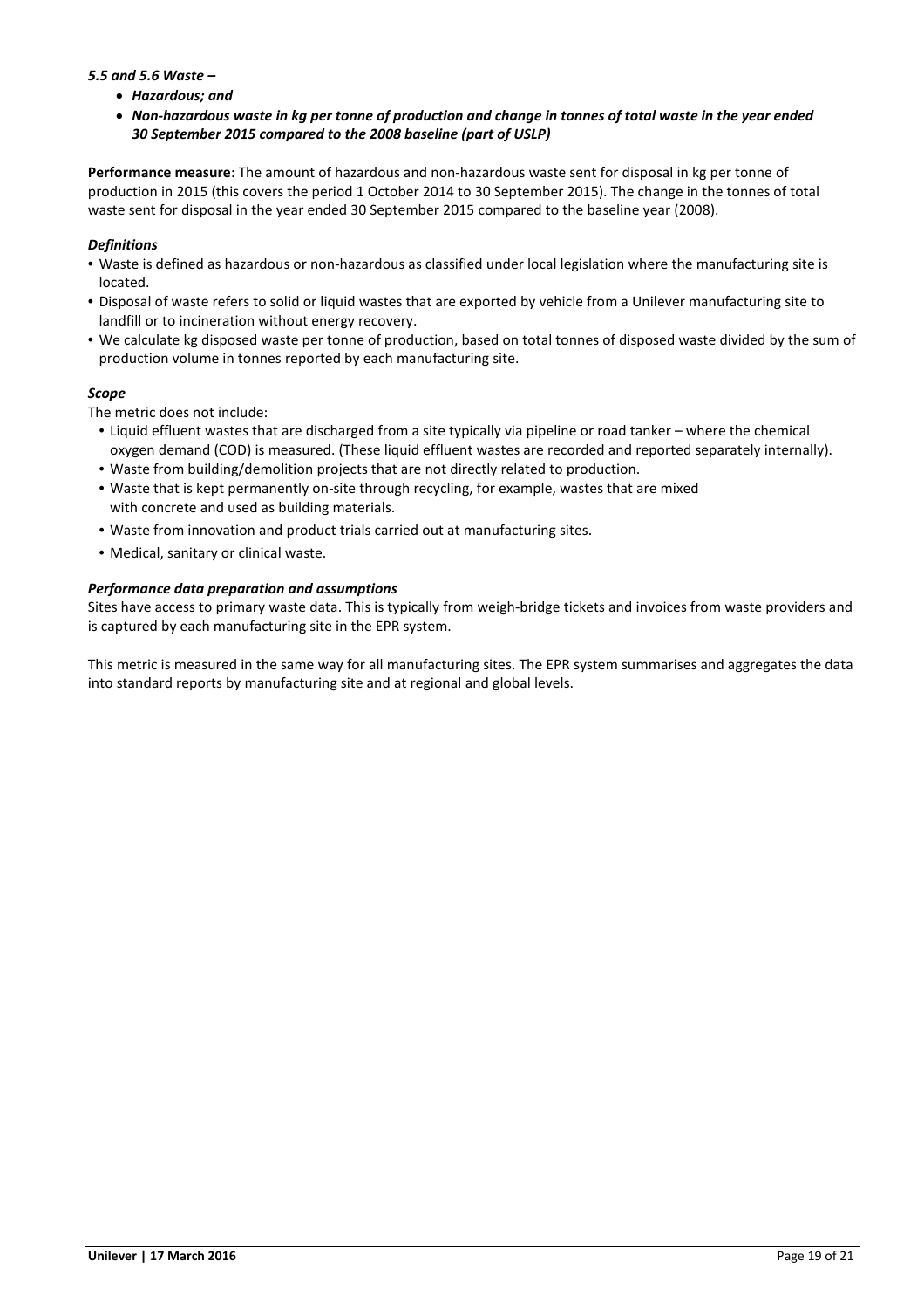*5.5 and 5.6 Waste –*

- ***Hazardous; and***
- ***Non-hazardous waste in kg per tonne of production and change in tonnes of total waste in the year ended 30 September 2015 compared to the 2008 baseline (part of USLP)***

**Performance measure**: The amount of hazardous and non-hazardous waste sent for disposal in kg per tonne of production in 2015 (this covers the period 1 October 2014 to 30 September 2015). The change in the tonnes of total waste sent for disposal in the year ended 30 September 2015 compared to the baseline year (2008).

***Definitions***

- Waste is defined as hazardous or non-hazardous as classified under local legislation where the manufacturing site is located.
- Disposal of waste refers to solid or liquid wastes that are exported by vehicle from a Unilever manufacturing site to landfill or to incineration without energy recovery.
- We calculate kg disposed waste per tonne of production, based on total tonnes of disposed waste divided by the sum of production volume in tonnes reported by each manufacturing site.

***Scope***

The metric does not include:

- Liquid effluent wastes that are discharged from a site typically via pipeline or road tanker – where the chemical oxygen demand (COD) is measured. (These liquid effluent wastes are recorded and reported separately internally).
- Waste from building/demolition projects that are not directly related to production.
- Waste that is kept permanently on-site through recycling, for example, wastes that are mixed with concrete and used as building materials.
- Waste from innovation and product trials carried out at manufacturing sites.
- Medical, sanitary or clinical waste.

***Performance data preparation and assumptions***

Sites have access to primary waste data. This is typically from weigh-bridge tickets and invoices from waste providers and is captured by each manufacturing site in the EPR system.

This metric is measured in the same way for all manufacturing sites. The EPR system summarises and aggregates the data into standard reports by manufacturing site and at regional and global levels.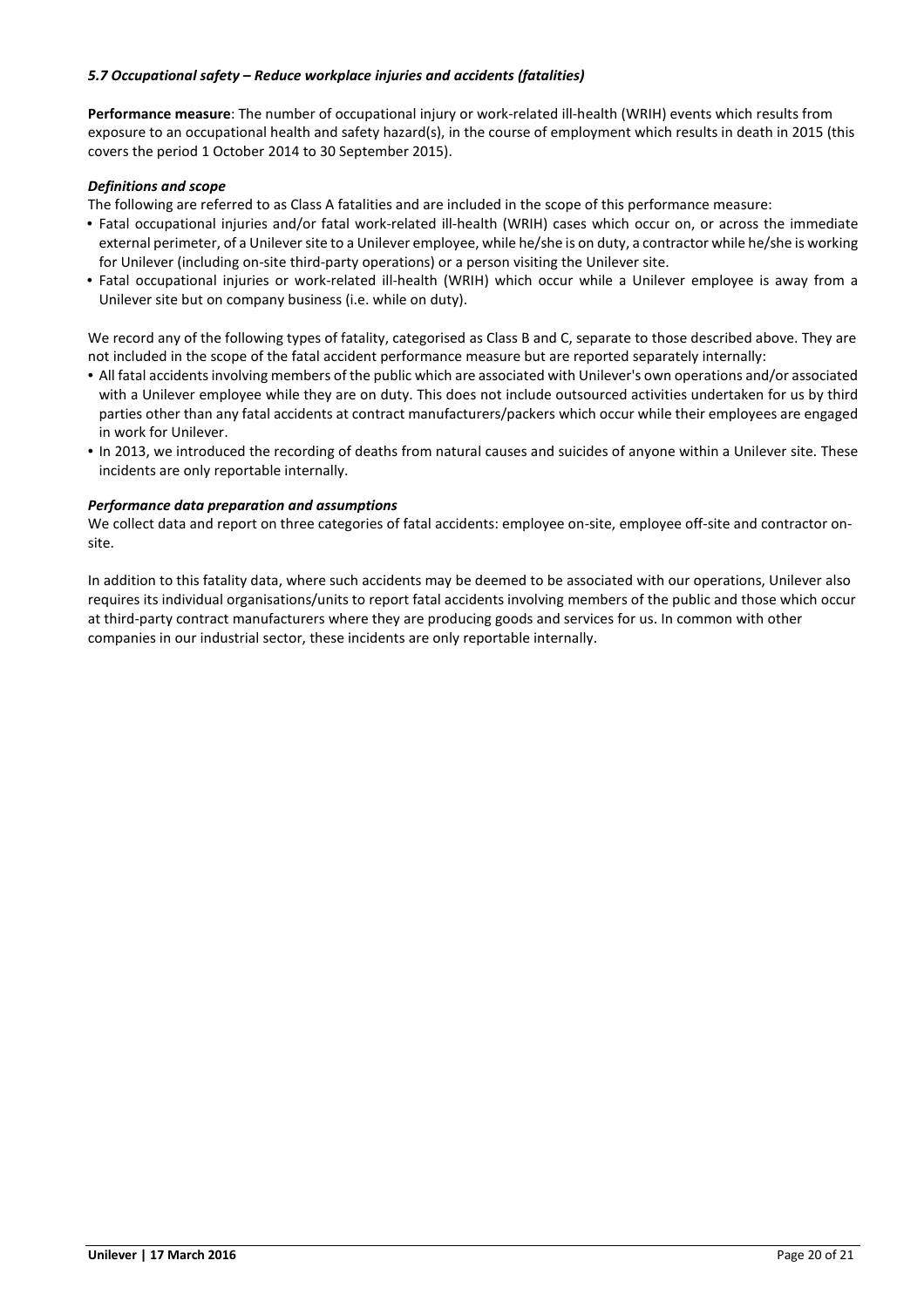### *5.7 Occupational safety – Reduce workplace injuries and accidents (fatalities)*

**Performance measure**: The number of occupational injury or work-related ill-health (WRIH) events which results from exposure to an occupational health and safety hazard(s), in the course of employment which results in death in 2015 (this covers the period 1 October 2014 to 30 September 2015).

#### *Definitions and scope*

The following are referred to as Class A fatalities and are included in the scope of this performance measure:

- Fatal occupational injuries and/or fatal work-related ill-health (WRIH) cases which occur on, or across the immediate external perimeter, of a Unilever site to a Unilever employee, while he/she is on duty, a contractor while he/she is working for Unilever (including on-site third-party operations) or a person visiting the Unilever site.
- Fatal occupational injuries or work-related ill-health (WRIH) which occur while a Unilever employee is away from a Unilever site but on company business (i.e. while on duty).

We record any of the following types of fatality, categorised as Class B and C, separate to those described above. They are not included in the scope of the fatal accident performance measure but are reported separately internally:

- All fatal accidents involving members of the public which are associated with Unilever's own operations and/or associated with a Unilever employee while they are on duty. This does not include outsourced activities undertaken for us by third parties other than any fatal accidents at contract manufacturers/packers which occur while their employees are engaged in work for Unilever.
- In 2013, we introduced the recording of deaths from natural causes and suicides of anyone within a Unilever site. These incidents are only reportable internally.

#### *Performance data preparation and assumptions*

We collect data and report on three categories of fatal accidents: employee on-site, employee off-site and contractor on-site.

In addition to this fatality data, where such accidents may be deemed to be associated with our operations, Unilever also requires its individual organisations/units to report fatal accidents involving members of the public and those which occur at third-party contract manufacturers where they are producing goods and services for us. In common with other companies in our industrial sector, these incidents are only reportable internally.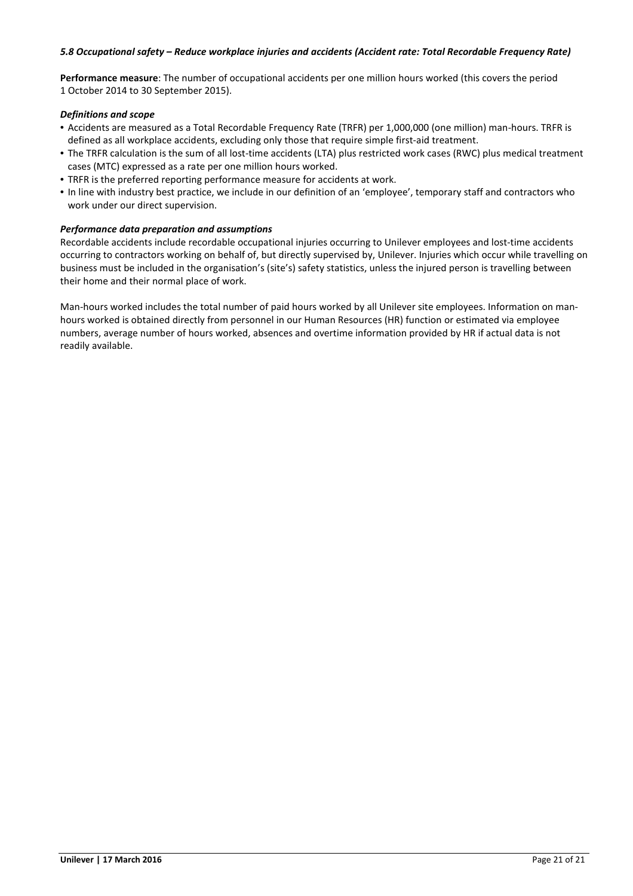*5.8 Occupational safety – Reduce workplace injuries and accidents (Accident rate: Total Recordable Frequency Rate)*

**Performance measure**: The number of occupational accidents per one million hours worked (this covers the period 1 October 2014 to 30 September 2015).

***Definitions and scope***

- Accidents are measured as a Total Recordable Frequency Rate (TRFR) per 1,000,000 (one million) man-hours. TRFR is defined as all workplace accidents, excluding only those that require simple first-aid treatment.
- The TRFR calculation is the sum of all lost-time accidents (LTA) plus restricted work cases (RWC) plus medical treatment cases (MTC) expressed as a rate per one million hours worked.
- TRFR is the preferred reporting performance measure for accidents at work.
- In line with industry best practice, we include in our definition of an 'employee', temporary staff and contractors who work under our direct supervision.

***Performance data preparation and assumptions***

Recordable accidents include recordable occupational injuries occurring to Unilever employees and lost-time accidents occurring to contractors working on behalf of, but directly supervised by, Unilever. Injuries which occur while travelling on business must be included in the organisation's (site's) safety statistics, unless the injured person is travelling between their home and their normal place of work.

Man-hours worked includes the total number of paid hours worked by all Unilever site employees. Information on man-hours worked is obtained directly from personnel in our Human Resources (HR) function or estimated via employee numbers, average number of hours worked, absences and overtime information provided by HR if actual data is not readily available.